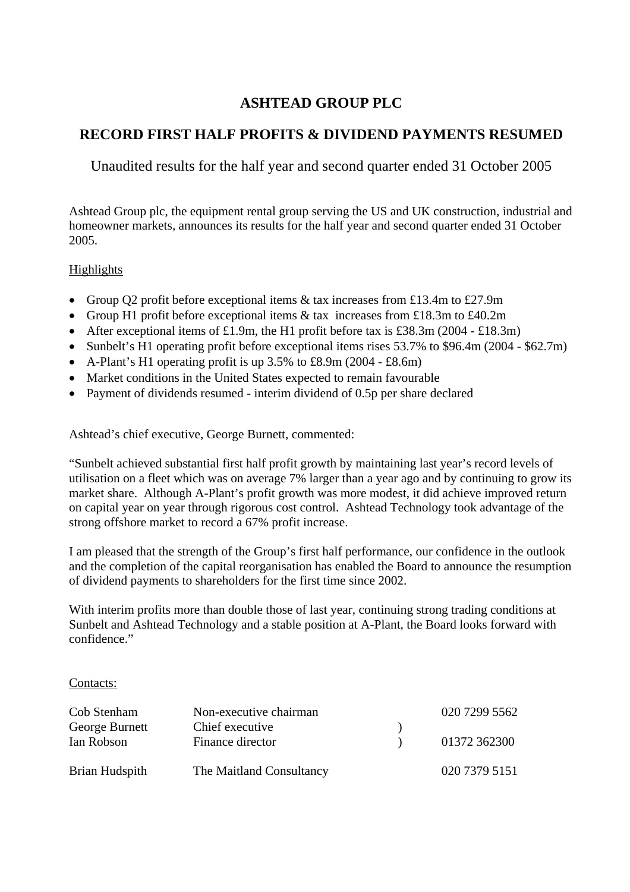# ASHTEAD GROUP PLC

## RECORD FIRST HALF PROFITS & DIVIDEND PAYMENTS RESUMED

Unaudited results for the half year and second quarter ended 31 October 2005

Ashtead Group plc, the equipment rental group serving the US and UK construction, industrial and homeowner markets, announces its results for the half year and second quarter ended 31 October 2005.

Highlights

- Group Q2 profit before exceptional items & tax increases from £13.4m to £27.9m
- Group H1 profit before exceptional items & tax increases from £18.3m to £40.2m
- After exceptional items of £1.9m, the H1 profit before tax is £38.3m (2004 - £18.3m)
- Sunbelt's H1 operating profit before exceptional items rises 53.7% to $96.4m (2004 - $62.7m)
- A-Plant's H1 operating profit is up 3.5% to £8.9m (2004 - £8.6m)
- Market conditions in the United States expected to remain favourable
- Payment of dividends resumed - interim dividend of 0.5p per share declared

Ashtead's chief executive, George Burnett, commented:

"Sunbelt achieved substantial first half profit growth by maintaining last year's record levels of utilisation on a fleet which was on average 7% larger than a year ago and by continuing to grow its market share. Although A-Plant's profit growth was more modest, it did achieve improved return on capital year on year through rigorous cost control. Ashtead Technology took advantage of the strong offshore market to record a 67% profit increase.

I am pleased that the strength of the Group's first half performance, our confidence in the outlook and the completion of the capital reorganisation has enabled the Board to announce the resumption of dividend payments to shareholders for the first time since 2002.

With interim profits more than double those of last year, continuing strong trading conditions at Sunbelt and Ashtead Technology and a stable position at A-Plant, the Board looks forward with confidence."

Contacts:

| | | | |
|---|---|---|---|
| Cob Stenham | Non-executive chairman | | 020 7299 5562 |
| George Burnett | Chief executive | ) | |
| Ian Robson | Finance director | ) | 01372 362300 |
| | | | |
| Brian Hudspith | The Maitland Consultancy | | 020 7379 5151 |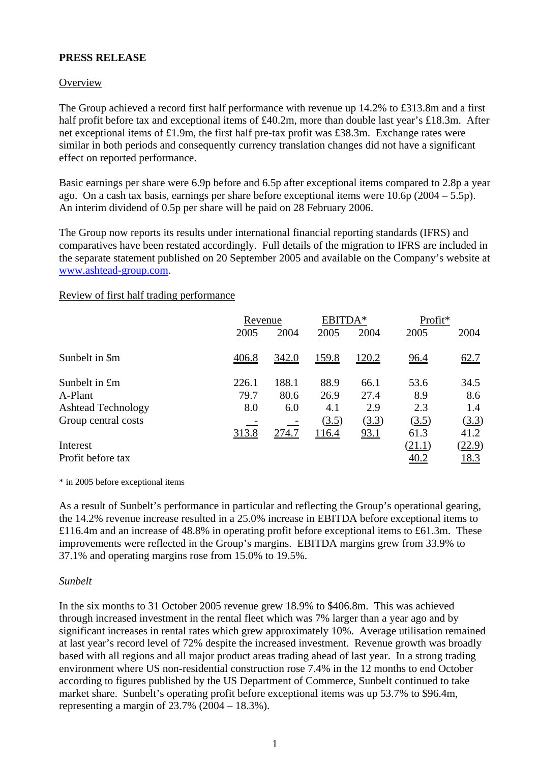**PRESS RELEASE**

Overview

The Group achieved a record first half performance with revenue up 14.2% to £313.8m and a first half profit before tax and exceptional items of £40.2m, more than double last year's £18.3m. After net exceptional items of £1.9m, the first half pre-tax profit was £38.3m. Exchange rates were similar in both periods and consequently currency translation changes did not have a significant effect on reported performance.

Basic earnings per share were 6.9p before and 6.5p after exceptional items compared to 2.8p a year ago. On a cash tax basis, earnings per share before exceptional items were 10.6p (2004 – 5.5p). An interim dividend of 0.5p per share will be paid on 28 February 2006.

The Group now reports its results under international financial reporting standards (IFRS) and comparatives have been restated accordingly. Full details of the migration to IFRS are included in the separate statement published on 20 September 2005 and available on the Company's website at www.ashtead-group.com.

Review of first half trading performance

| | Revenue | | EBITDA* | | Profit* | |
|---|---|---|---|---|---|---|
| | 2005 | 2004 | 2005 | 2004 | 2005 | 2004 |
| Sunbelt in $m | 406.8 | 342.0 | 159.8 | 120.2 | 96.4 | 62.7 |
| Sunbelt in £m | 226.1 | 188.1 | 88.9 | 66.1 | 53.6 | 34.5 |
| A-Plant | 79.7 | 80.6 | 26.9 | 27.4 | 8.9 | 8.6 |
| Ashtead Technology | 8.0 | 6.0 | 4.1 | 2.9 | 2.3 | 1.4 |
| Group central costs | - | - | (3.5) | (3.3) | (3.5) | (3.3) |
| | 313.8 | 274.7 | 116.4 | 93.1 | 61.3 | 41.2 |
| Interest | | | | | (21.1) | (22.9) |
| Profit before tax | | | | | 40.2 | 18.3 |

\* in 2005 before exceptional items

As a result of Sunbelt's performance in particular and reflecting the Group's operational gearing, the 14.2% revenue increase resulted in a 25.0% increase in EBITDA before exceptional items to £116.4m and an increase of 48.8% in operating profit before exceptional items to £61.3m. These improvements were reflected in the Group's margins. EBITDA margins grew from 33.9% to 37.1% and operating margins rose from 15.0% to 19.5%.

*Sunbelt*

In the six months to 31 October 2005 revenue grew 18.9% to $406.8m. This was achieved through increased investment in the rental fleet which was 7% larger than a year ago and by significant increases in rental rates which grew approximately 10%. Average utilisation remained at last year's record level of 72% despite the increased investment. Revenue growth was broadly based with all regions and all major product areas trading ahead of last year. In a strong trading environment where US non-residential construction rose 7.4% in the 12 months to end October according to figures published by the US Department of Commerce, Sunbelt continued to take market share. Sunbelt's operating profit before exceptional items was up 53.7% to $96.4m, representing a margin of 23.7% (2004 – 18.3%).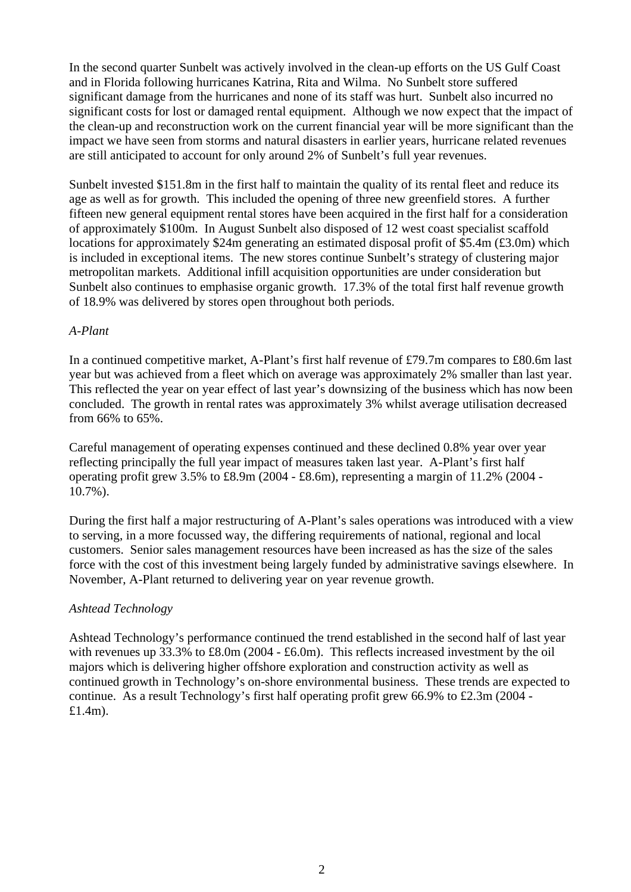In the second quarter Sunbelt was actively involved in the clean-up efforts on the US Gulf Coast and in Florida following hurricanes Katrina, Rita and Wilma. No Sunbelt store suffered significant damage from the hurricanes and none of its staff was hurt. Sunbelt also incurred no significant costs for lost or damaged rental equipment. Although we now expect that the impact of the clean-up and reconstruction work on the current financial year will be more significant than the impact we have seen from storms and natural disasters in earlier years, hurricane related revenues are still anticipated to account for only around 2% of Sunbelt's full year revenues.

Sunbelt invested \$151.8m in the first half to maintain the quality of its rental fleet and reduce its age as well as for growth. This included the opening of three new greenfield stores. A further fifteen new general equipment rental stores have been acquired in the first half for a consideration of approximately \$100m. In August Sunbelt also disposed of 12 west coast specialist scaffold locations for approximately \$24m generating an estimated disposal profit of \$5.4m (£3.0m) which is included in exceptional items. The new stores continue Sunbelt's strategy of clustering major metropolitan markets. Additional infill acquisition opportunities are under consideration but Sunbelt also continues to emphasise organic growth. 17.3% of the total first half revenue growth of 18.9% was delivered by stores open throughout both periods.

*A-Plant*

In a continued competitive market, A-Plant's first half revenue of £79.7m compares to £80.6m last year but was achieved from a fleet which on average was approximately 2% smaller than last year. This reflected the year on year effect of last year's downsizing of the business which has now been concluded. The growth in rental rates was approximately 3% whilst average utilisation decreased from 66% to 65%.

Careful management of operating expenses continued and these declined 0.8% year over year reflecting principally the full year impact of measures taken last year. A-Plant's first half operating profit grew 3.5% to £8.9m (2004 - £8.6m), representing a margin of 11.2% (2004 - 10.7%).

During the first half a major restructuring of A-Plant's sales operations was introduced with a view to serving, in a more focussed way, the differing requirements of national, regional and local customers. Senior sales management resources have been increased as has the size of the sales force with the cost of this investment being largely funded by administrative savings elsewhere. In November, A-Plant returned to delivering year on year revenue growth.

*Ashtead Technology*

Ashtead Technology's performance continued the trend established in the second half of last year with revenues up 33.3% to £8.0m (2004 - £6.0m). This reflects increased investment by the oil majors which is delivering higher offshore exploration and construction activity as well as continued growth in Technology's on-shore environmental business. These trends are expected to continue. As a result Technology's first half operating profit grew 66.9% to £2.3m (2004 - £1.4m).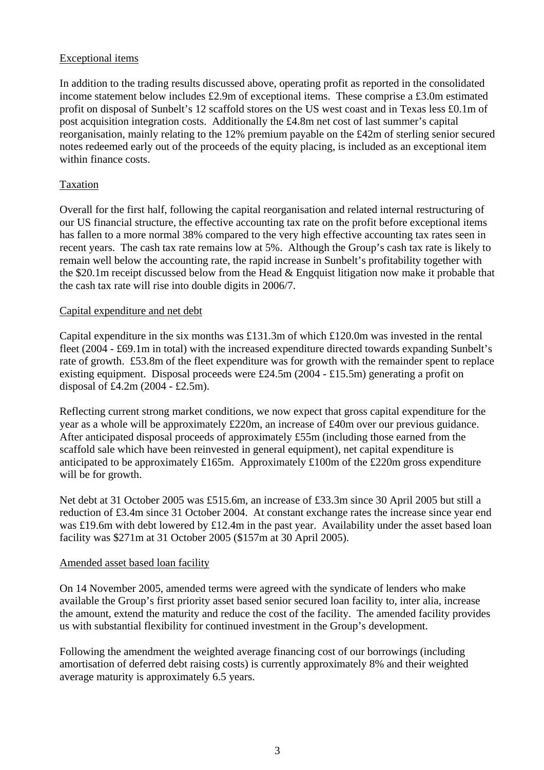## Exceptional items

In addition to the trading results discussed above, operating profit as reported in the consolidated income statement below includes £2.9m of exceptional items. These comprise a £3.0m estimated profit on disposal of Sunbelt's 12 scaffold stores on the US west coast and in Texas less £0.1m of post acquisition integration costs. Additionally the £4.8m net cost of last summer's capital reorganisation, mainly relating to the 12% premium payable on the £42m of sterling senior secured notes redeemed early out of the proceeds of the equity placing, is included as an exceptional item within finance costs.

## Taxation

Overall for the first half, following the capital reorganisation and related internal restructuring of our US financial structure, the effective accounting tax rate on the profit before exceptional items has fallen to a more normal 38% compared to the very high effective accounting tax rates seen in recent years. The cash tax rate remains low at 5%. Although the Group's cash tax rate is likely to remain well below the accounting rate, the rapid increase in Sunbelt's profitability together with the $20.1m receipt discussed below from the Head & Engquist litigation now make it probable that the cash tax rate will rise into double digits in 2006/7.

## Capital expenditure and net debt

Capital expenditure in the six months was £131.3m of which £120.0m was invested in the rental fleet (2004 - £69.1m in total) with the increased expenditure directed towards expanding Sunbelt's rate of growth. £53.8m of the fleet expenditure was for growth with the remainder spent to replace existing equipment. Disposal proceeds were £24.5m (2004 - £15.5m) generating a profit on disposal of £4.2m (2004 - £2.5m).

Reflecting current strong market conditions, we now expect that gross capital expenditure for the year as a whole will be approximately £220m, an increase of £40m over our previous guidance. After anticipated disposal proceeds of approximately £55m (including those earned from the scaffold sale which have been reinvested in general equipment), net capital expenditure is anticipated to be approximately £165m. Approximately £100m of the £220m gross expenditure will be for growth.

Net debt at 31 October 2005 was £515.6m, an increase of £33.3m since 30 April 2005 but still a reduction of £3.4m since 31 October 2004. At constant exchange rates the increase since year end was £19.6m with debt lowered by £12.4m in the past year. Availability under the asset based loan facility was $271m at 31 October 2005 ($157m at 30 April 2005).

## Amended asset based loan facility

On 14 November 2005, amended terms were agreed with the syndicate of lenders who make available the Group's first priority asset based senior secured loan facility to, inter alia, increase the amount, extend the maturity and reduce the cost of the facility. The amended facility provides us with substantial flexibility for continued investment in the Group's development.

Following the amendment the weighted average financing cost of our borrowings (including amortisation of deferred debt raising costs) is currently approximately 8% and their weighted average maturity is approximately 6.5 years.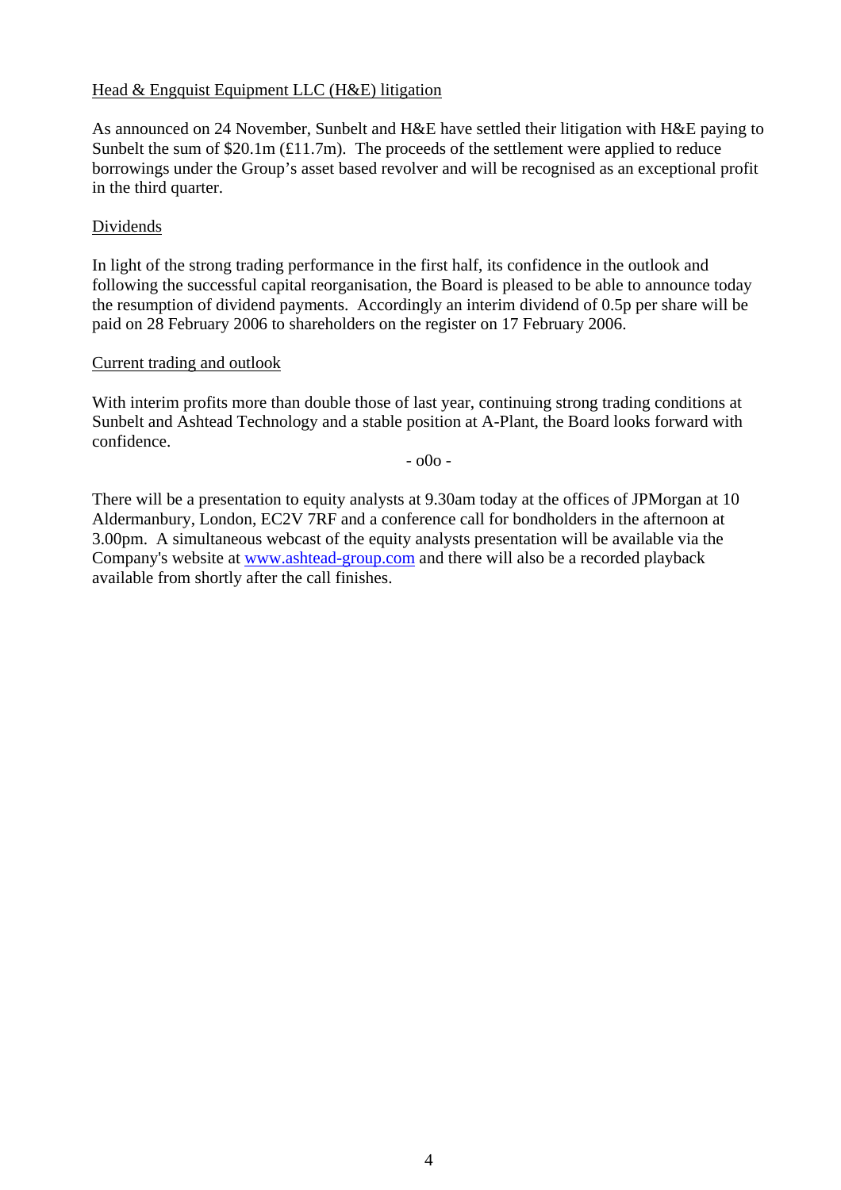Head & Engquist Equipment LLC (H&E) litigation

As announced on 24 November, Sunbelt and H&E have settled their litigation with H&E paying to Sunbelt the sum of $20.1m (£11.7m). The proceeds of the settlement were applied to reduce borrowings under the Group's asset based revolver and will be recognised as an exceptional profit in the third quarter.

Dividends

In light of the strong trading performance in the first half, its confidence in the outlook and following the successful capital reorganisation, the Board is pleased to be able to announce today the resumption of dividend payments. Accordingly an interim dividend of 0.5p per share will be paid on 28 February 2006 to shareholders on the register on 17 February 2006.

Current trading and outlook

With interim profits more than double those of last year, continuing strong trading conditions at Sunbelt and Ashtead Technology and a stable position at A-Plant, the Board looks forward with confidence.

- o0o -

There will be a presentation to equity analysts at 9.30am today at the offices of JPMorgan at 10 Aldermanbury, London, EC2V 7RF and a conference call for bondholders in the afternoon at 3.00pm. A simultaneous webcast of the equity analysts presentation will be available via the Company's website at www.ashtead-group.com and there will also be a recorded playback available from shortly after the call finishes.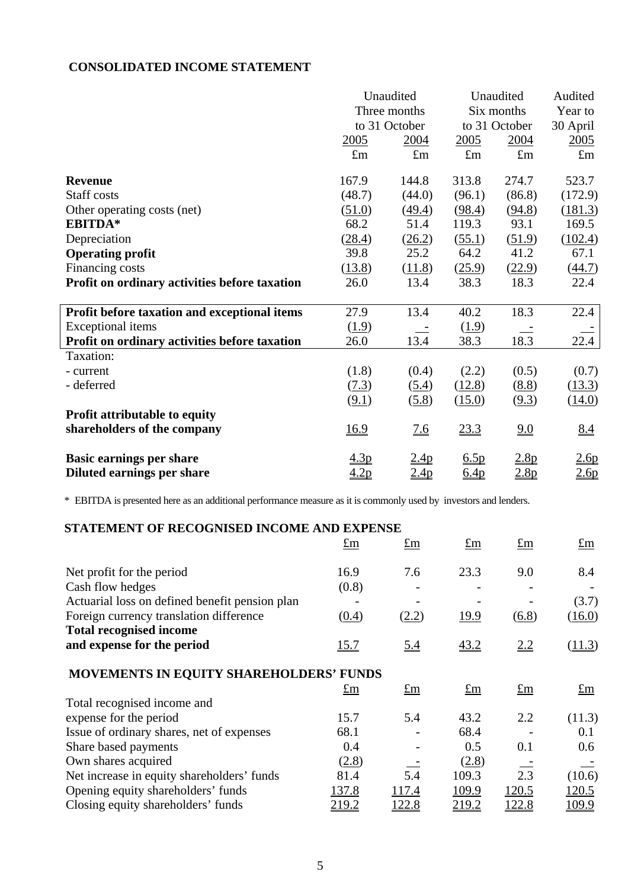## CONSOLIDATED INCOME STATEMENT

| | Unaudited Three months to 31 October | | Unaudited Six months to 31 October | | Audited Year to 30 April |
|---|---|---|---|---|---|
| | 2005 | 2004 | 2005 | 2004 | 2005 |
| | £m | £m | £m | £m | £m |
| **Revenue** | 167.9 | 144.8 | 313.8 | 274.7 | 523.7 |
| Staff costs | (48.7) | (44.0) | (96.1) | (86.8) | (172.9) |
| Other operating costs (net) | (51.0) | (49.4) | (98.4) | (94.8) | (181.3) |
| **EBITDA*** | 68.2 | 51.4 | 119.3 | 93.1 | 169.5 |
| Depreciation | (28.4) | (26.2) | (55.1) | (51.9) | (102.4) |
| **Operating profit** | 39.8 | 25.2 | 64.2 | 41.2 | 67.1 |
| Financing costs | (13.8) | (11.8) | (25.9) | (22.9) | (44.7) |
| **Profit on ordinary activities before taxation** | 26.0 | 13.4 | 38.3 | 18.3 | 22.4 |
| **Profit before taxation and exceptional items** | 27.9 | 13.4 | 40.2 | 18.3 | 22.4 |
| Exceptional items | (1.9) | - | (1.9) | - | - |
| **Profit on ordinary activities before taxation** | 26.0 | 13.4 | 38.3 | 18.3 | 22.4 |
| Taxation: | | | | | |
| - current | (1.8) | (0.4) | (2.2) | (0.5) | (0.7) |
| - deferred | (7.3) | (5.4) | (12.8) | (8.8) | (13.3) |
| | (9.1) | (5.8) | (15.0) | (9.3) | (14.0) |
| **Profit attributable to equity shareholders of the company** | 16.9 | 7.6 | 23.3 | 9.0 | 8.4 |
| **Basic earnings per share** | 4.3p | 2.4p | 6.5p | 2.8p | 2.6p |
| **Diluted earnings per share** | 4.2p | 2.4p | 6.4p | 2.8p | 2.6p |

\* EBITDA is presented here as an additional performance measure as it is commonly used by investors and lenders.

## STATEMENT OF RECOGNISED INCOME AND EXPENSE

| | £m | £m | £m | £m | £m |
|---|---|---|---|---|---|
| Net profit for the period | 16.9 | 7.6 | 23.3 | 9.0 | 8.4 |
| Cash flow hedges | (0.8) | - | - | - | - |
| Actuarial loss on defined benefit pension plan | - | - | - | - | (3.7) |
| Foreign currency translation difference | (0.4) | (2.2) | 19.9 | (6.8) | (16.0) |
| **Total recognised income and expense for the period** | 15.7 | 5.4 | 43.2 | 2.2 | (11.3) |

## MOVEMENTS IN EQUITY SHAREHOLDERS' FUNDS

| | £m | £m | £m | £m | £m |
|---|---|---|---|---|---|
| Total recognised income and expense for the period | 15.7 | 5.4 | 43.2 | 2.2 | (11.3) |
| Issue of ordinary shares, net of expenses | 68.1 | - | 68.4 | - | 0.1 |
| Share based payments | 0.4 | - | 0.5 | 0.1 | 0.6 |
| Own shares acquired | (2.8) | - | (2.8) | - | - |
| Net increase in equity shareholders' funds | 81.4 | 5.4 | 109.3 | 2.3 | (10.6) |
| Opening equity shareholders' funds | 137.8 | 117.4 | 109.9 | 120.5 | 120.5 |
| Closing equity shareholders' funds | 219.2 | 122.8 | 219.2 | 122.8 | 109.9 |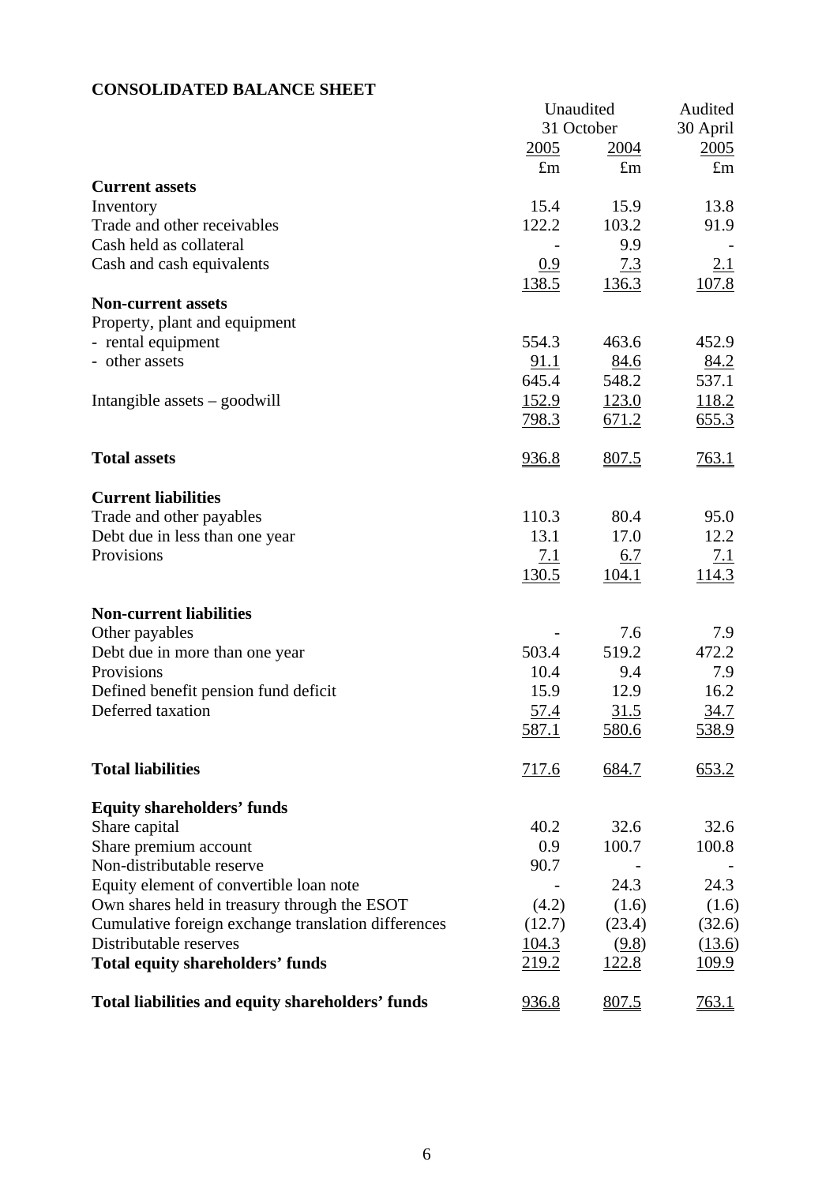**CONSOLIDATED BALANCE SHEET**

| | Unaudited | | Audited |
|---|---|---|---|
| | 31 October | | 30 April |
| | 2005 | 2004 | 2005 |
| | £m | £m | £m |
| **Current assets** | | | |
| Inventory | 15.4 | 15.9 | 13.8 |
| Trade and other receivables | 122.2 | 103.2 | 91.9 |
| Cash held as collateral | - | 9.9 | - |
| Cash and cash equivalents | 0.9 | 7.3 | 2.1 |
| | 138.5 | 136.3 | 107.8 |
| **Non-current assets** | | | |
| Property, plant and equipment | | | |
| - rental equipment | 554.3 | 463.6 | 452.9 |
| - other assets | 91.1 | 84.6 | 84.2 |
| | 645.4 | 548.2 | 537.1 |
| Intangible assets – goodwill | 152.9 | 123.0 | 118.2 |
| | 798.3 | 671.2 | 655.3 |
| **Total assets** | 936.8 | 807.5 | 763.1 |
| **Current liabilities** | | | |
| Trade and other payables | 110.3 | 80.4 | 95.0 |
| Debt due in less than one year | 13.1 | 17.0 | 12.2 |
| Provisions | 7.1 | 6.7 | 7.1 |
| | 130.5 | 104.1 | 114.3 |
| **Non-current liabilities** | | | |
| Other payables | - | 7.6 | 7.9 |
| Debt due in more than one year | 503.4 | 519.2 | 472.2 |
| Provisions | 10.4 | 9.4 | 7.9 |
| Defined benefit pension fund deficit | 15.9 | 12.9 | 16.2 |
| Deferred taxation | 57.4 | 31.5 | 34.7 |
| | 587.1 | 580.6 | 538.9 |
| **Total liabilities** | 717.6 | 684.7 | 653.2 |
| **Equity shareholders' funds** | | | |
| Share capital | 40.2 | 32.6 | 32.6 |
| Share premium account | 0.9 | 100.7 | 100.8 |
| Non-distributable reserve | 90.7 | - | - |
| Equity element of convertible loan note | - | 24.3 | 24.3 |
| Own shares held in treasury through the ESOT | (4.2) | (1.6) | (1.6) |
| Cumulative foreign exchange translation differences | (12.7) | (23.4) | (32.6) |
| Distributable reserves | 104.3 | (9.8) | (13.6) |
| **Total equity shareholders' funds** | 219.2 | 122.8 | 109.9 |
| **Total liabilities and equity shareholders' funds** | 936.8 | 807.5 | 763.1 |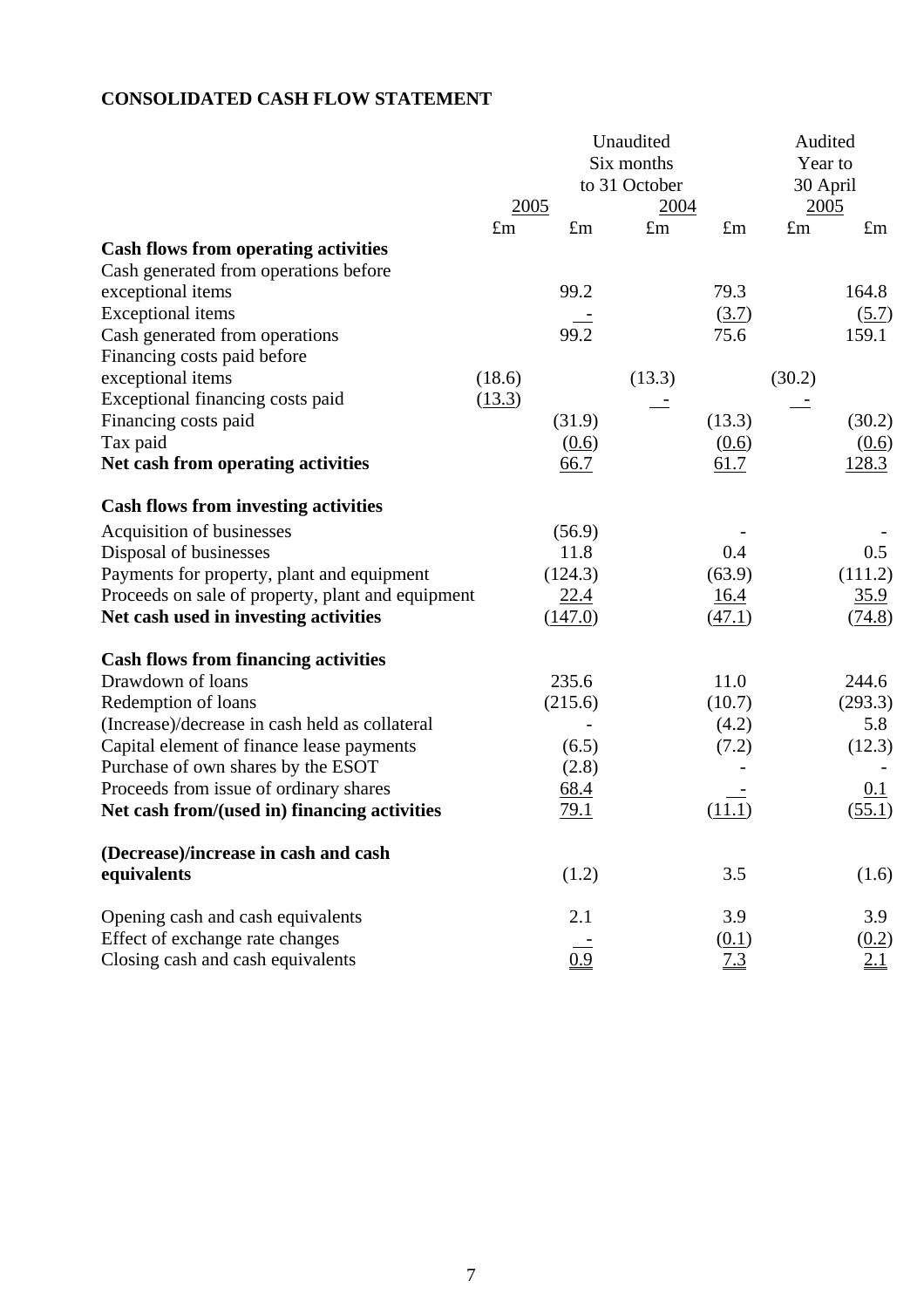## CONSOLIDATED CASH FLOW STATEMENT

| | Unaudited Six months to 31 October 2005 £m | | Unaudited Six months to 31 October 2004 £m | | Audited Year to 30 April 2005 £m | |
|---|---|---|---|---|---|---|
| | £m | £m | £m | £m | £m | £m |
| **Cash flows from operating activities** | | | | | | |
| Cash generated from operations before exceptional items | | 99.2 | | 79.3 | | 164.8 |
| Exceptional items | | - | | (3.7) | | (5.7) |
| Cash generated from operations | | 99.2 | | 75.6 | | 159.1 |
| Financing costs paid before exceptional items | (18.6) | | (13.3) | | (30.2) | |
| Exceptional financing costs paid | (13.3) | | - | | - | |
| Financing costs paid | | (31.9) | | (13.3) | | (30.2) |
| Tax paid | | (0.6) | | (0.6) | | (0.6) |
| **Net cash from operating activities** | | 66.7 | | 61.7 | | 128.3 |
| | | | | | | |
| **Cash flows from investing activities** | | | | | | |
| Acquisition of businesses | | (56.9) | | - | | - |
| Disposal of businesses | | 11.8 | | 0.4 | | 0.5 |
| Payments for property, plant and equipment | | (124.3) | | (63.9) | | (111.2) |
| Proceeds on sale of property, plant and equipment | | 22.4 | | 16.4 | | 35.9 |
| **Net cash used in investing activities** | | (147.0) | | (47.1) | | (74.8) |
| | | | | | | |
| **Cash flows from financing activities** | | | | | | |
| Drawdown of loans | | 235.6 | | 11.0 | | 244.6 |
| Redemption of loans | | (215.6) | | (10.7) | | (293.3) |
| (Increase)/decrease in cash held as collateral | | - | | (4.2) | | 5.8 |
| Capital element of finance lease payments | | (6.5) | | (7.2) | | (12.3) |
| Purchase of own shares by the ESOT | | (2.8) | | - | | - |
| Proceeds from issue of ordinary shares | | 68.4 | | - | | 0.1 |
| **Net cash from/(used in) financing activities** | | 79.1 | | (11.1) | | (55.1) |
| | | | | | | |
| **(Decrease)/increase in cash and cash equivalents** | | (1.2) | | 3.5 | | (1.6) |
| | | | | | | |
| Opening cash and cash equivalents | | 2.1 | | 3.9 | | 3.9 |
| Effect of exchange rate changes | | - | | (0.1) | | (0.2) |
| Closing cash and cash equivalents | | 0.9 | | 7.3 | | 2.1 |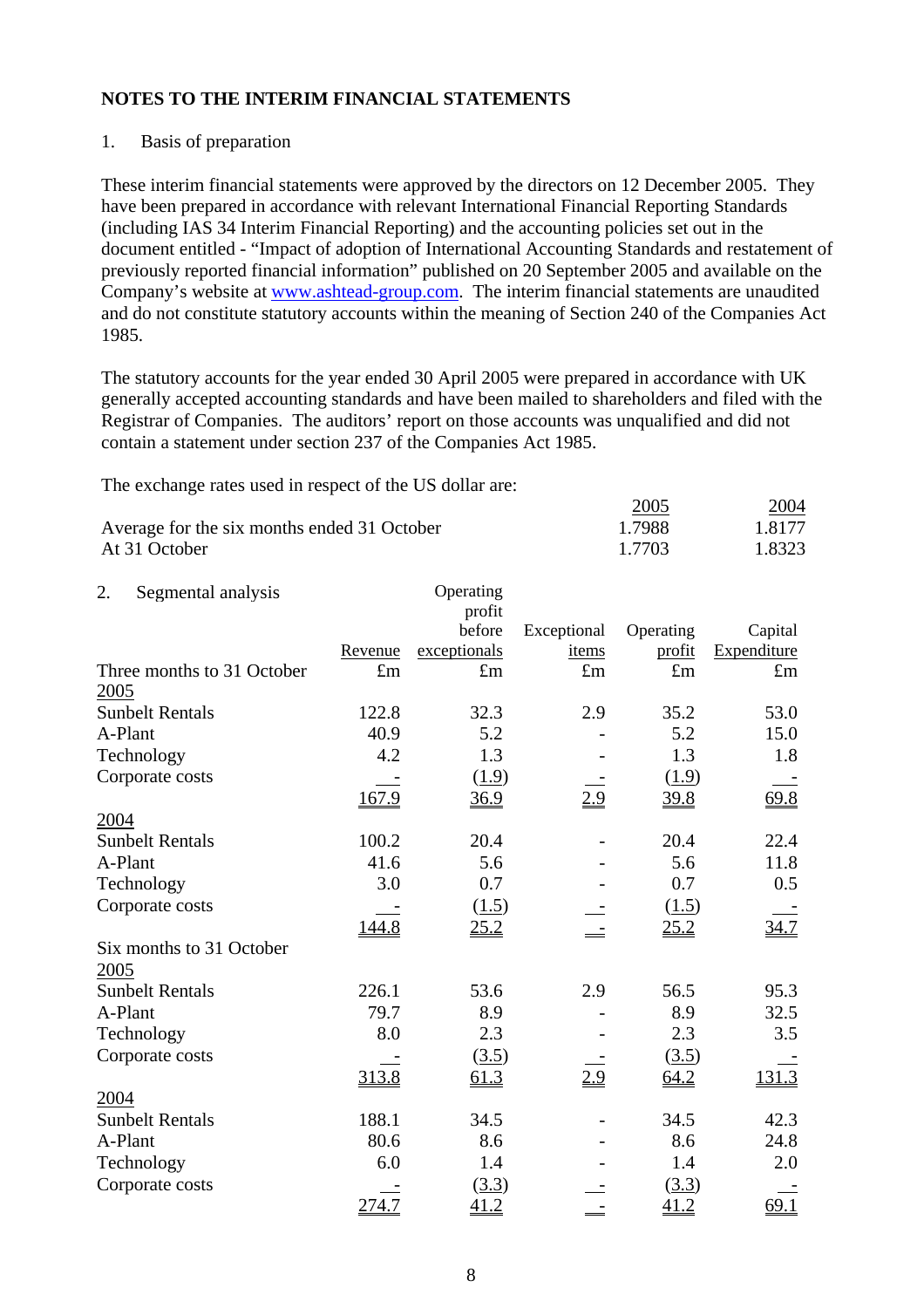## NOTES TO THE INTERIM FINANCIAL STATEMENTS

1. Basis of preparation

These interim financial statements were approved by the directors on 12 December 2005. They have been prepared in accordance with relevant International Financial Reporting Standards (including IAS 34 Interim Financial Reporting) and the accounting policies set out in the document entitled - "Impact of adoption of International Accounting Standards and restatement of previously reported financial information" published on 20 September 2005 and available on the Company's website at www.ashtead-group.com. The interim financial statements are unaudited and do not constitute statutory accounts within the meaning of Section 240 of the Companies Act 1985.

The statutory accounts for the year ended 30 April 2005 were prepared in accordance with UK generally accepted accounting standards and have been mailed to shareholders and filed with the Registrar of Companies. The auditors' report on those accounts was unqualified and did not contain a statement under section 237 of the Companies Act 1985.

The exchange rates used in respect of the US dollar are:

| | 2005 | 2004 |
|---|---|---|
| Average for the six months ended 31 October | 1.7988 | 1.8177 |
| At 31 October | 1.7703 | 1.8323 |

2. Segmental analysis

| | Revenue | Operating profit before exceptionals | Exceptional items | Operating profit | Capital Expenditure |
|---|---|---|---|---|---|
| Three months to 31 October | £m | £m | £m | £m | £m |
| 2005 | | | | | |
| Sunbelt Rentals | 122.8 | 32.3 | 2.9 | 35.2 | 53.0 |
| A-Plant | 40.9 | 5.2 | - | 5.2 | 15.0 |
| Technology | 4.2 | 1.3 | - | 1.3 | 1.8 |
| Corporate costs | - | (1.9) | - | (1.9) | - |
| | 167.9 | 36.9 | 2.9 | 39.8 | 69.8 |
| 2004 | | | | | |
| Sunbelt Rentals | 100.2 | 20.4 | - | 20.4 | 22.4 |
| A-Plant | 41.6 | 5.6 | - | 5.6 | 11.8 |
| Technology | 3.0 | 0.7 | - | 0.7 | 0.5 |
| Corporate costs | - | (1.5) | - | (1.5) | - |
| | 144.8 | 25.2 | - | 25.2 | 34.7 |
| Six months to 31 October | | | | | |
| 2005 | | | | | |
| Sunbelt Rentals | 226.1 | 53.6 | 2.9 | 56.5 | 95.3 |
| A-Plant | 79.7 | 8.9 | - | 8.9 | 32.5 |
| Technology | 8.0 | 2.3 | - | 2.3 | 3.5 |
| Corporate costs | - | (3.5) | - | (3.5) | - |
| | 313.8 | 61.3 | 2.9 | 64.2 | 131.3 |
| 2004 | | | | | |
| Sunbelt Rentals | 188.1 | 34.5 | - | 34.5 | 42.3 |
| A-Plant | 80.6 | 8.6 | - | 8.6 | 24.8 |
| Technology | 6.0 | 1.4 | - | 1.4 | 2.0 |
| Corporate costs | - | (3.3) | - | (3.3) | - |
| | 274.7 | 41.2 | - | 41.2 | 69.1 |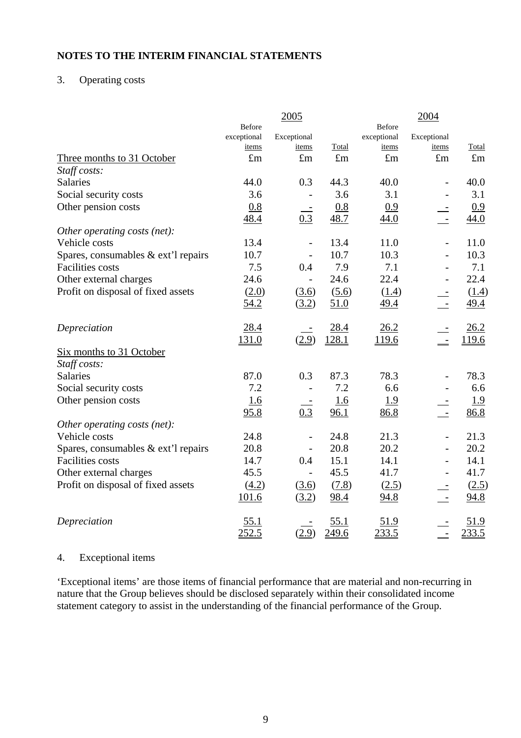**NOTES TO THE INTERIM FINANCIAL STATEMENTS**

3. Operating costs

| | 2005 | | | 2004 | | |
|---|---|---|---|---|---|---|
| | Before exceptional items | Exceptional items | Total | Before exceptional items | Exceptional items | Total |
| Three months to 31 October | £m | £m | £m | £m | £m | £m |
| *Staff costs:* | | | | | | |
| Salaries | 44.0 | 0.3 | 44.3 | 40.0 | - | 40.0 |
| Social security costs | 3.6 | - | 3.6 | 3.1 | - | 3.1 |
| Other pension costs | 0.8 | - | 0.8 | 0.9 | - | 0.9 |
| | 48.4 | 0.3 | 48.7 | 44.0 | - | 44.0 |
| *Other operating costs (net):* | | | | | | |
| Vehicle costs | 13.4 | - | 13.4 | 11.0 | - | 11.0 |
| Spares, consumables & ext'l repairs | 10.7 | - | 10.7 | 10.3 | - | 10.3 |
| Facilities costs | 7.5 | 0.4 | 7.9 | 7.1 | - | 7.1 |
| Other external charges | 24.6 | - | 24.6 | 22.4 | - | 22.4 |
| Profit on disposal of fixed assets | (2.0) | (3.6) | (5.6) | (1.4) | - | (1.4) |
| | 54.2 | (3.2) | 51.0 | 49.4 | - | 49.4 |
| *Depreciation* | 28.4 | - | 28.4 | 26.2 | - | 26.2 |
| | 131.0 | (2.9) | 128.1 | 119.6 | - | 119.6 |
| Six months to 31 October | | | | | | |
| *Staff costs:* | | | | | | |
| Salaries | 87.0 | 0.3 | 87.3 | 78.3 | - | 78.3 |
| Social security costs | 7.2 | - | 7.2 | 6.6 | - | 6.6 |
| Other pension costs | 1.6 | - | 1.6 | 1.9 | - | 1.9 |
| | 95.8 | 0.3 | 96.1 | 86.8 | - | 86.8 |
| *Other operating costs (net):* | | | | | | |
| Vehicle costs | 24.8 | - | 24.8 | 21.3 | - | 21.3 |
| Spares, consumables & ext'l repairs | 20.8 | - | 20.8 | 20.2 | - | 20.2 |
| Facilities costs | 14.7 | 0.4 | 15.1 | 14.1 | - | 14.1 |
| Other external charges | 45.5 | - | 45.5 | 41.7 | - | 41.7 |
| Profit on disposal of fixed assets | (4.2) | (3.6) | (7.8) | (2.5) | - | (2.5) |
| | 101.6 | (3.2) | 98.4 | 94.8 | - | 94.8 |
| *Depreciation* | 55.1 | - | 55.1 | 51.9 | - | 51.9 |
| | 252.5 | (2.9) | 249.6 | 233.5 | - | 233.5 |

4. Exceptional items

'Exceptional items' are those items of financial performance that are material and non-recurring in nature that the Group believes should be disclosed separately within their consolidated income statement category to assist in the understanding of the financial performance of the Group.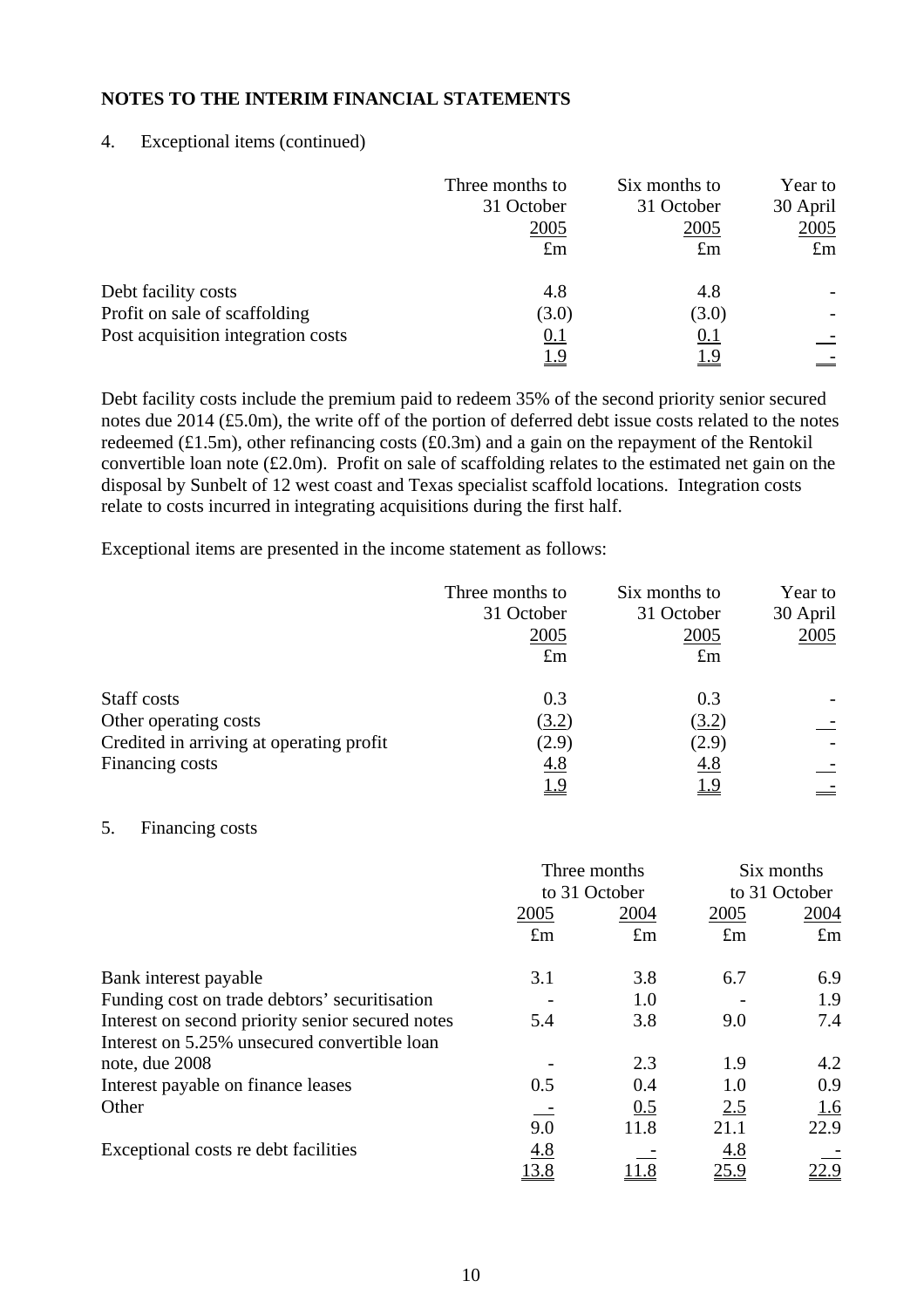**NOTES TO THE INTERIM FINANCIAL STATEMENTS**

4. Exceptional items (continued)

| | Three months to 31 October 2005 £m | Six months to 31 October 2005 £m | Year to 30 April 2005 £m |
|---|---|---|---|
| Debt facility costs | 4.8 | 4.8 | - |
| Profit on sale of scaffolding | (3.0) | (3.0) | - |
| Post acquisition integration costs | 0.1 | 0.1 | - |
| | 1.9 | 1.9 | - |

Debt facility costs include the premium paid to redeem 35% of the second priority senior secured notes due 2014 (£5.0m), the write off of the portion of deferred debt issue costs related to the notes redeemed (£1.5m), other refinancing costs (£0.3m) and a gain on the repayment of the Rentokil convertible loan note (£2.0m). Profit on sale of scaffolding relates to the estimated net gain on the disposal by Sunbelt of 12 west coast and Texas specialist scaffold locations. Integration costs relate to costs incurred in integrating acquisitions during the first half.

Exceptional items are presented in the income statement as follows:

| | Three months to 31 October 2005 £m | Six months to 31 October 2005 £m | Year to 30 April 2005 |
|---|---|---|---|
| Staff costs | 0.3 | 0.3 | - |
| Other operating costs | (3.2) | (3.2) | - |
| Credited in arriving at operating profit | (2.9) | (2.9) | - |
| Financing costs | 4.8 | 4.8 | - |
| | 1.9 | 1.9 | - |

5. Financing costs

| | Three months to 31 October | | Six months to 31 October | |
|---|---|---|---|---|
| | 2005 £m | 2004 £m | 2005 £m | 2004 £m |
| Bank interest payable | 3.1 | 3.8 | 6.7 | 6.9 |
| Funding cost on trade debtors' securitisation | - | 1.0 | - | 1.9 |
| Interest on second priority senior secured notes | 5.4 | 3.8 | 9.0 | 7.4 |
| Interest on 5.25% unsecured convertible loan note, due 2008 | - | 2.3 | 1.9 | 4.2 |
| Interest payable on finance leases | 0.5 | 0.4 | 1.0 | 0.9 |
| Other | - | 0.5 | 2.5 | 1.6 |
| | 9.0 | 11.8 | 21.1 | 22.9 |
| Exceptional costs re debt facilities | 4.8 | - | 4.8 | - |
| | 13.8 | 11.8 | 25.9 | 22.9 |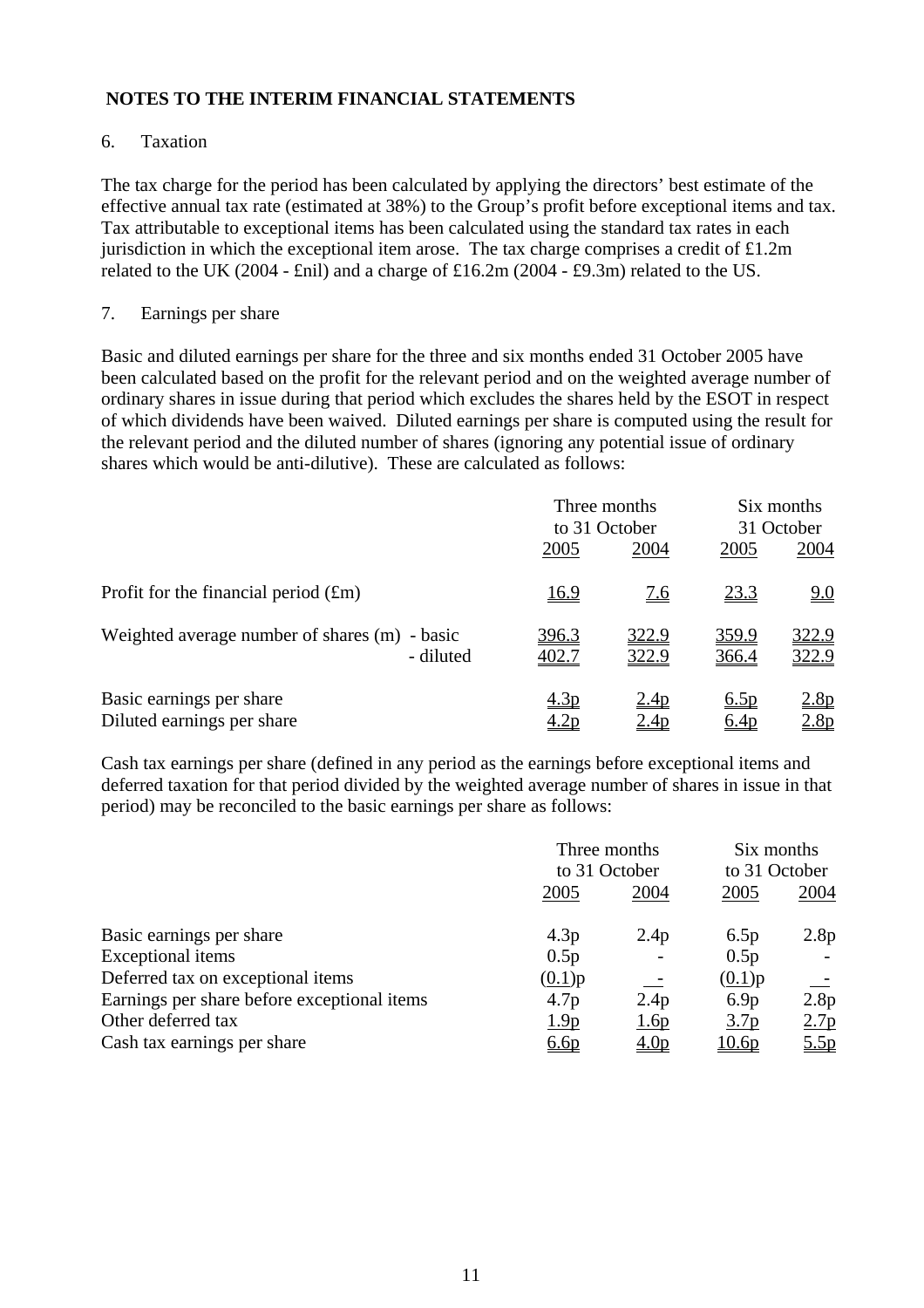## NOTES TO THE INTERIM FINANCIAL STATEMENTS

### 6. Taxation

The tax charge for the period has been calculated by applying the directors' best estimate of the effective annual tax rate (estimated at 38%) to the Group's profit before exceptional items and tax. Tax attributable to exceptional items has been calculated using the standard tax rates in each jurisdiction in which the exceptional item arose. The tax charge comprises a credit of £1.2m related to the UK (2004 - £nil) and a charge of £16.2m (2004 - £9.3m) related to the US.

### 7. Earnings per share

Basic and diluted earnings per share for the three and six months ended 31 October 2005 have been calculated based on the profit for the relevant period and on the weighted average number of ordinary shares in issue during that period which excludes the shares held by the ESOT in respect of which dividends have been waived. Diluted earnings per share is computed using the result for the relevant period and the diluted number of shares (ignoring any potential issue of ordinary shares which would be anti-dilutive). These are calculated as follows:

| | Three months to 31 October | | Six months 31 October | |
|---|---|---|---|---|
| | 2005 | 2004 | 2005 | 2004 |
| Profit for the financial period (£m) | 16.9 | 7.6 | 23.3 | 9.0 |
| Weighted average number of shares (m) - basic | 396.3 | 322.9 | 359.9 | 322.9 |
| - diluted | 402.7 | 322.9 | 366.4 | 322.9 |
| Basic earnings per share | 4.3p | 2.4p | 6.5p | 2.8p |
| Diluted earnings per share | 4.2p | 2.4p | 6.4p | 2.8p |

Cash tax earnings per share (defined in any period as the earnings before exceptional items and deferred taxation for that period divided by the weighted average number of shares in issue in that period) may be reconciled to the basic earnings per share as follows:

| | Three months to 31 October | | Six months to 31 October | |
|---|---|---|---|---|
| | 2005 | 2004 | 2005 | 2004 |
| Basic earnings per share | 4.3p | 2.4p | 6.5p | 2.8p |
| Exceptional items | 0.5p | - | 0.5p | - |
| Deferred tax on exceptional items | (0.1)p | - | (0.1)p | - |
| Earnings per share before exceptional items | 4.7p | 2.4p | 6.9p | 2.8p |
| Other deferred tax | 1.9p | 1.6p | 3.7p | 2.7p |
| Cash tax earnings per share | 6.6p | 4.0p | 10.6p | 5.5p |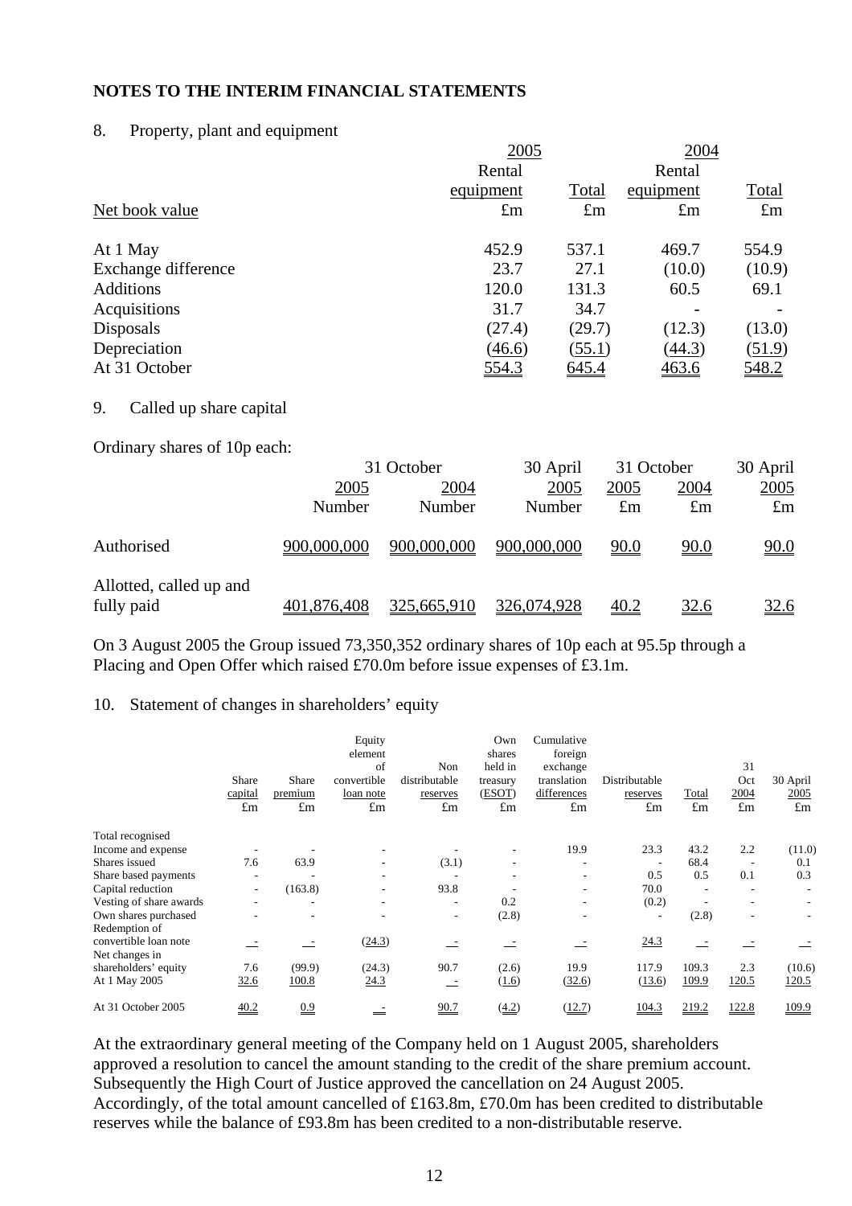## NOTES TO THE INTERIM FINANCIAL STATEMENTS

### 8. Property, plant and equipment

| | 2005 | | 2004 | |
|---|---|---|---|---|
| | Rental equipment | Total | Rental equipment | Total |
| Net book value | £m | £m | £m | £m |
| At 1 May | 452.9 | 537.1 | 469.7 | 554.9 |
| Exchange difference | 23.7 | 27.1 | (10.0) | (10.9) |
| Additions | 120.0 | 131.3 | 60.5 | 69.1 |
| Acquisitions | 31.7 | 34.7 | - | - |
| Disposals | (27.4) | (29.7) | (12.3) | (13.0) |
| Depreciation | (46.6) | (55.1) | (44.3) | (51.9) |
| At 31 October | 554.3 | 645.4 | 463.6 | 548.2 |

### 9. Called up share capital

Ordinary shares of 10p each:

| | 31 October | | 30 April | 31 October | | 30 April |
|---|---|---|---|---|---|---|
| | 2005 | 2004 | 2005 | 2005 | 2004 | 2005 |
| | Number | Number | Number | £m | £m | £m |
| Authorised | 900,000,000 | 900,000,000 | 900,000,000 | 90.0 | 90.0 | 90.0 |
| Allotted, called up and fully paid | 401,876,408 | 325,665,910 | 326,074,928 | 40.2 | 32.6 | 32.6 |

On 3 August 2005 the Group issued 73,350,352 ordinary shares of 10p each at 95.5p through a Placing and Open Offer which raised £70.0m before issue expenses of £3.1m.

### 10. Statement of changes in shareholders' equity

| | Share capital | Share premium | Equity element of convertible loan note | Non distributable reserves | Own shares held in treasury (ESOT) | Cumulative foreign exchange translation differences | Distributable reserves | Total | 31 Oct 2004 | 30 April 2005 |
|---|---|---|---|---|---|---|---|---|---|---|
| | £m | £m | £m | £m | £m | £m | £m | £m | £m | £m |
| Total recognised Income and expense | - | - | - | - | - | 19.9 | 23.3 | 43.2 | 2.2 | (11.0) |
| Shares issued | 7.6 | 63.9 | - | (3.1) | - | - | - | 68.4 | - | 0.1 |
| Share based payments | - | - | - | - | - | - | 0.5 | 0.5 | 0.1 | 0.3 |
| Capital reduction | - | (163.8) | - | 93.8 | - | - | 70.0 | - | - | - |
| Vesting of share awards | - | - | - | - | 0.2 | - | (0.2) | - | - | - |
| Own shares purchased | - | - | - | - | (2.8) | - | - | (2.8) | - | - |
| Redemption of convertible loan note | - | - | (24.3) | - | - | - | 24.3 | - | - | - |
| Net changes in shareholders' equity | 7.6 | (99.9) | (24.3) | 90.7 | (2.6) | 19.9 | 117.9 | 109.3 | 2.3 | (10.6) |
| At 1 May 2005 | 32.6 | 100.8 | 24.3 | - | (1.6) | (32.6) | (13.6) | 109.9 | 120.5 | 120.5 |
| At 31 October 2005 | 40.2 | 0.9 | - | 90.7 | (4.2) | (12.7) | 104.3 | 219.2 | 122.8 | 109.9 |

At the extraordinary general meeting of the Company held on 1 August 2005, shareholders approved a resolution to cancel the amount standing to the credit of the share premium account. Subsequently the High Court of Justice approved the cancellation on 24 August 2005. Accordingly, of the total amount cancelled of £163.8m, £70.0m has been credited to distributable reserves while the balance of £93.8m has been credited to a non-distributable reserve.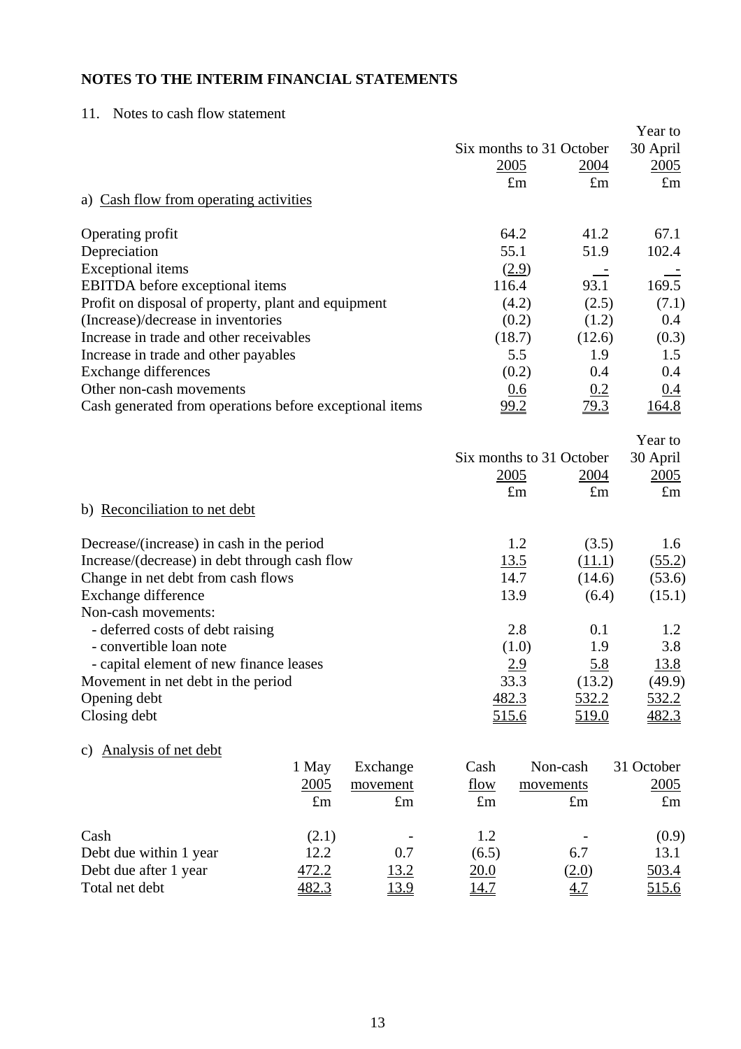## NOTES TO THE INTERIM FINANCIAL STATEMENTS

11. Notes to cash flow statement

| | Six months to 31 October 2005 £m | Six months to 31 October 2004 £m | Year to 30 April 2005 £m |
|---|---|---|---|
| a) Cash flow from operating activities | | | |
| Operating profit | 64.2 | 41.2 | 67.1 |
| Depreciation | 55.1 | 51.9 | 102.4 |
| Exceptional items | (2.9) | - | - |
| EBITDA before exceptional items | 116.4 | 93.1 | 169.5 |
| Profit on disposal of property, plant and equipment | (4.2) | (2.5) | (7.1) |
| (Increase)/decrease in inventories | (0.2) | (1.2) | 0.4 |
| Increase in trade and other receivables | (18.7) | (12.6) | (0.3) |
| Increase in trade and other payables | 5.5 | 1.9 | 1.5 |
| Exchange differences | (0.2) | 0.4 | 0.4 |
| Other non-cash movements | 0.6 | 0.2 | 0.4 |
| Cash generated from operations before exceptional items | 99.2 | 79.3 | 164.8 |

| | Six months to 31 October 2005 £m | Six months to 31 October 2004 £m | Year to 30 April 2005 £m |
|---|---|---|---|
| b) Reconciliation to net debt | | | |
| Decrease/(increase) in cash in the period | 1.2 | (3.5) | 1.6 |
| Increase/(decrease) in debt through cash flow | 13.5 | (11.1) | (55.2) |
| Change in net debt from cash flows | 14.7 | (14.6) | (53.6) |
| Exchange difference | 13.9 | (6.4) | (15.1) |
| Non-cash movements: | | | |
| - deferred costs of debt raising | 2.8 | 0.1 | 1.2 |
| - convertible loan note | (1.0) | 1.9 | 3.8 |
| - capital element of new finance leases | 2.9 | 5.8 | 13.8 |
| Movement in net debt in the period | 33.3 | (13.2) | (49.9) |
| Opening debt | 482.3 | 532.2 | 532.2 |
| Closing debt | 515.6 | 519.0 | 482.3 |

c) Analysis of net debt

| | 1 May 2005 £m | Exchange movement £m | Cash flow £m | Non-cash movements £m | 31 October 2005 £m |
|---|---|---|---|---|---|
| Cash | (2.1) | - | 1.2 | - | (0.9) |
| Debt due within 1 year | 12.2 | 0.7 | (6.5) | 6.7 | 13.1 |
| Debt due after 1 year | 472.2 | 13.2 | 20.0 | (2.0) | 503.4 |
| Total net debt | 482.3 | 13.9 | 14.7 | 4.7 | 515.6 |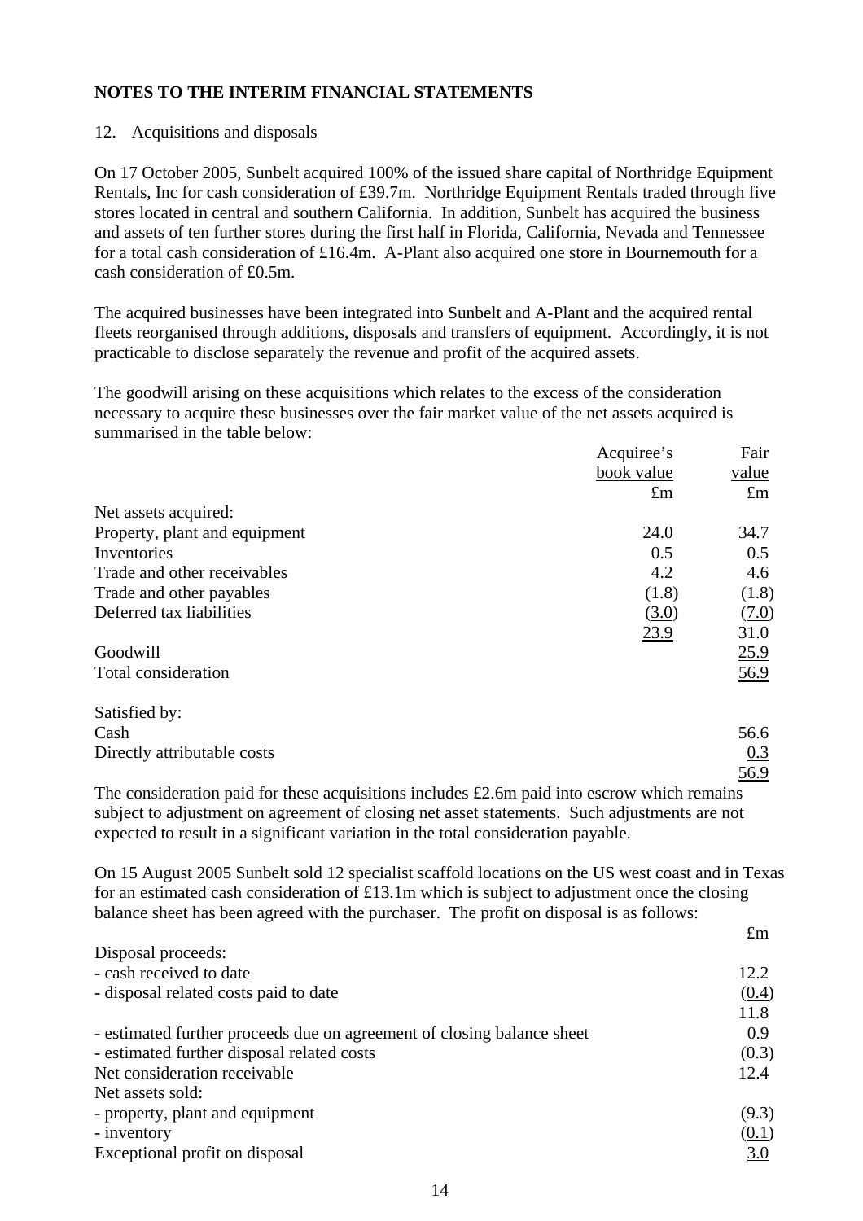**NOTES TO THE INTERIM FINANCIAL STATEMENTS**

12. Acquisitions and disposals

On 17 October 2005, Sunbelt acquired 100% of the issued share capital of Northridge Equipment Rentals, Inc for cash consideration of £39.7m. Northridge Equipment Rentals traded through five stores located in central and southern California. In addition, Sunbelt has acquired the business and assets of ten further stores during the first half in Florida, California, Nevada and Tennessee for a total cash consideration of £16.4m. A-Plant also acquired one store in Bournemouth for a cash consideration of £0.5m.

The acquired businesses have been integrated into Sunbelt and A-Plant and the acquired rental fleets reorganised through additions, disposals and transfers of equipment. Accordingly, it is not practicable to disclose separately the revenue and profit of the acquired assets.

The goodwill arising on these acquisitions which relates to the excess of the consideration necessary to acquire these businesses over the fair market value of the net assets acquired is summarised in the table below:

| | Acquiree's book value £m | Fair value £m |
|---|---|---|
| Net assets acquired: | | |
| Property, plant and equipment | 24.0 | 34.7 |
| Inventories | 0.5 | 0.5 |
| Trade and other receivables | 4.2 | 4.6 |
| Trade and other payables | (1.8) | (1.8) |
| Deferred tax liabilities | (3.0) | (7.0) |
| | 23.9 | 31.0 |
| Goodwill | | 25.9 |
| Total consideration | | 56.9 |
| | | |
| Satisfied by: | | |
| Cash | | 56.6 |
| Directly attributable costs | | 0.3 |
| | | 56.9 |

The consideration paid for these acquisitions includes £2.6m paid into escrow which remains subject to adjustment on agreement of closing net asset statements. Such adjustments are not expected to result in a significant variation in the total consideration payable.

On 15 August 2005 Sunbelt sold 12 specialist scaffold locations on the US west coast and in Texas for an estimated cash consideration of £13.1m which is subject to adjustment once the closing balance sheet has been agreed with the purchaser. The profit on disposal is as follows:

| | £m |
|---|---|
| Disposal proceeds: | |
| - cash received to date | 12.2 |
| - disposal related costs paid to date | (0.4) |
| | 11.8 |
| - estimated further proceeds due on agreement of closing balance sheet | 0.9 |
| - estimated further disposal related costs | (0.3) |
| Net consideration receivable | 12.4 |
| Net assets sold: | |
| - property, plant and equipment | (9.3) |
| - inventory | (0.1) |
| Exceptional profit on disposal | 3.0 |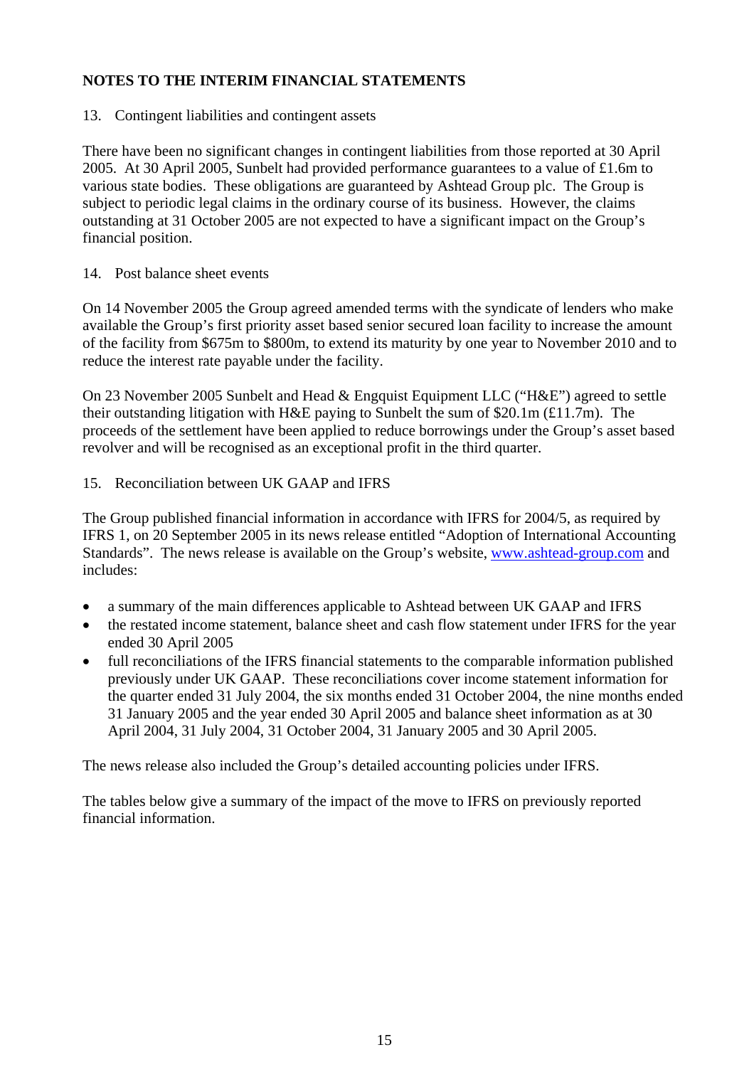## NOTES TO THE INTERIM FINANCIAL STATEMENTS

13. Contingent liabilities and contingent assets

There have been no significant changes in contingent liabilities from those reported at 30 April 2005. At 30 April 2005, Sunbelt had provided performance guarantees to a value of £1.6m to various state bodies. These obligations are guaranteed by Ashtead Group plc. The Group is subject to periodic legal claims in the ordinary course of its business. However, the claims outstanding at 31 October 2005 are not expected to have a significant impact on the Group's financial position.

14. Post balance sheet events

On 14 November 2005 the Group agreed amended terms with the syndicate of lenders who make available the Group's first priority asset based senior secured loan facility to increase the amount of the facility from $675m to $800m, to extend its maturity by one year to November 2010 and to reduce the interest rate payable under the facility.

On 23 November 2005 Sunbelt and Head & Engquist Equipment LLC ("H&E") agreed to settle their outstanding litigation with H&E paying to Sunbelt the sum of $20.1m (£11.7m). The proceeds of the settlement have been applied to reduce borrowings under the Group's asset based revolver and will be recognised as an exceptional profit in the third quarter.

15. Reconciliation between UK GAAP and IFRS

The Group published financial information in accordance with IFRS for 2004/5, as required by IFRS 1, on 20 September 2005 in its news release entitled "Adoption of International Accounting Standards". The news release is available on the Group's website, www.ashtead-group.com and includes:

- a summary of the main differences applicable to Ashtead between UK GAAP and IFRS
- the restated income statement, balance sheet and cash flow statement under IFRS for the year ended 30 April 2005
- full reconciliations of the IFRS financial statements to the comparable information published previously under UK GAAP. These reconciliations cover income statement information for the quarter ended 31 July 2004, the six months ended 31 October 2004, the nine months ended 31 January 2005 and the year ended 30 April 2005 and balance sheet information as at 30 April 2004, 31 July 2004, 31 October 2004, 31 January 2005 and 30 April 2005.

The news release also included the Group's detailed accounting policies under IFRS.

The tables below give a summary of the impact of the move to IFRS on previously reported financial information.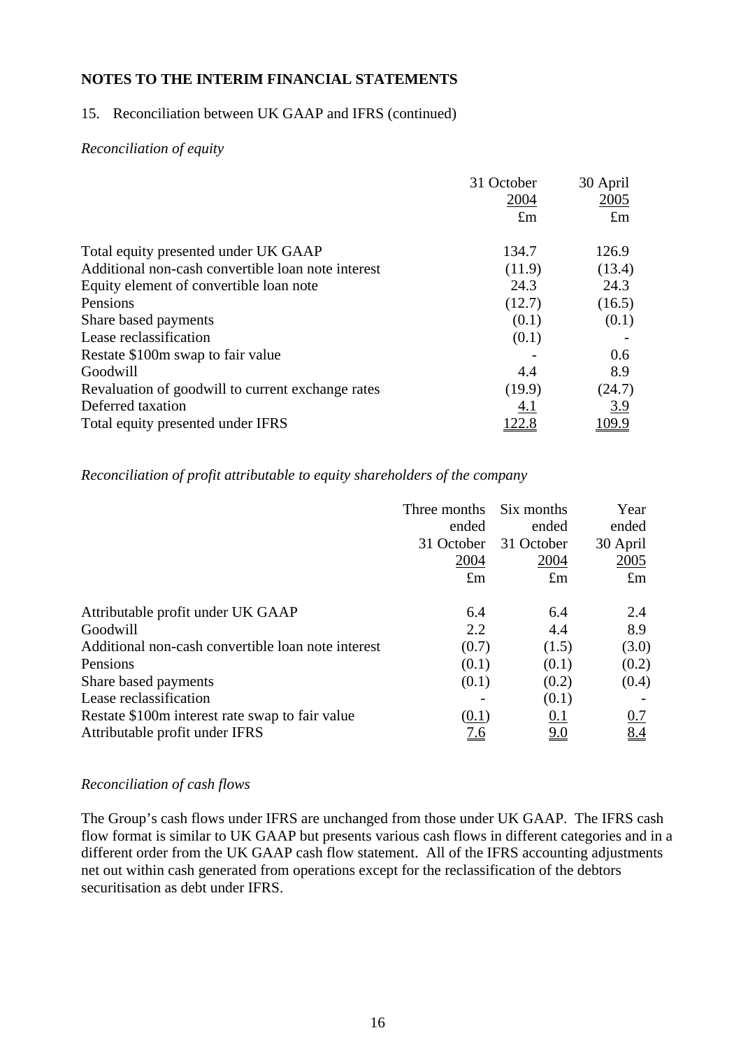**NOTES TO THE INTERIM FINANCIAL STATEMENTS**

15. Reconciliation between UK GAAP and IFRS (continued)

*Reconciliation of equity*

| | 31 October 2004 £m | 30 April 2005 £m |
|---|---|---|
| Total equity presented under UK GAAP | 134.7 | 126.9 |
| Additional non-cash convertible loan note interest | (11.9) | (13.4) |
| Equity element of convertible loan note | 24.3 | 24.3 |
| Pensions | (12.7) | (16.5) |
| Share based payments | (0.1) | (0.1) |
| Lease reclassification | (0.1) | - |
| Restate $100m swap to fair value | - | 0.6 |
| Goodwill | 4.4 | 8.9 |
| Revaluation of goodwill to current exchange rates | (19.9) | (24.7) |
| Deferred taxation | 4.1 | 3.9 |
| Total equity presented under IFRS | 122.8 | 109.9 |

*Reconciliation of profit attributable to equity shareholders of the company*

| | Three months ended 31 October 2004 £m | Six months ended 31 October 2004 £m | Year ended 30 April 2005 £m |
|---|---|---|---|
| Attributable profit under UK GAAP | 6.4 | 6.4 | 2.4 |
| Goodwill | 2.2 | 4.4 | 8.9 |
| Additional non-cash convertible loan note interest | (0.7) | (1.5) | (3.0) |
| Pensions | (0.1) | (0.1) | (0.2) |
| Share based payments | (0.1) | (0.2) | (0.4) |
| Lease reclassification | - | (0.1) | - |
| Restate $100m interest rate swap to fair value | (0.1) | 0.1 | 0.7 |
| Attributable profit under IFRS | 7.6 | 9.0 | 8.4 |

*Reconciliation of cash flows*

The Group's cash flows under IFRS are unchanged from those under UK GAAP. The IFRS cash flow format is similar to UK GAAP but presents various cash flows in different categories and in a different order from the UK GAAP cash flow statement. All of the IFRS accounting adjustments net out within cash generated from operations except for the reclassification of the debtors securitisation as debt under IFRS.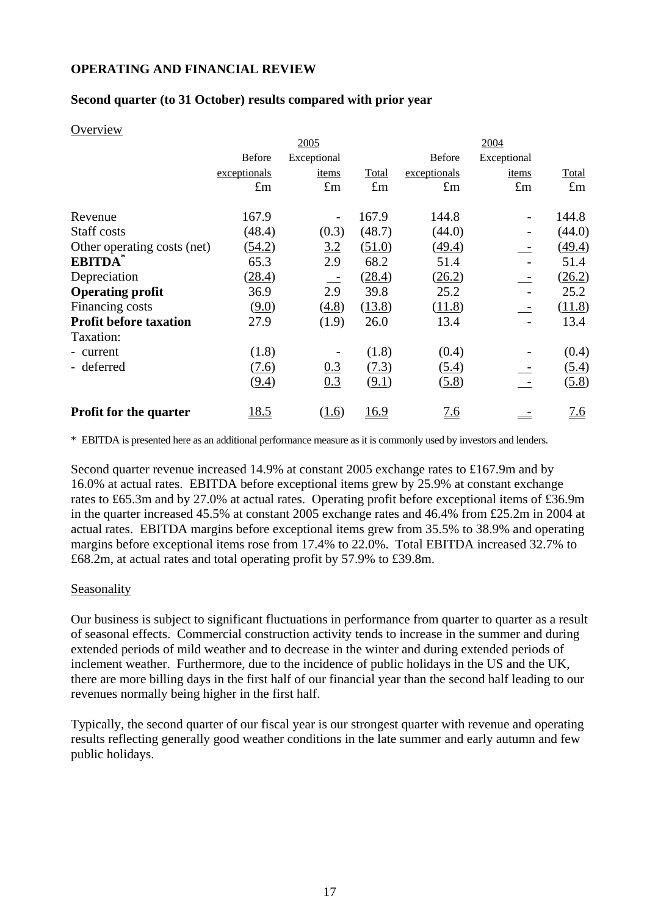**OPERATING AND FINANCIAL REVIEW**

**Second quarter (to 31 October) results compared with prior year**

Overview

| | 2005 | | | 2004 | | |
|---|---|---|---|---|---|---|
| | Before exceptionals | Exceptional items | Total | Before exceptionals | Exceptional items | Total |
| | £m | £m | £m | £m | £m | £m |
| Revenue | 167.9 | - | 167.9 | 144.8 | - | 144.8 |
| Staff costs | (48.4) | (0.3) | (48.7) | (44.0) | - | (44.0) |
| Other operating costs (net) | (54.2) | 3.2 | (51.0) | (49.4) | - | (49.4) |
| **EBITDA*** | 65.3 | 2.9 | 68.2 | 51.4 | - | 51.4 |
| Depreciation | (28.4) | - | (28.4) | (26.2) | - | (26.2) |
| **Operating profit** | 36.9 | 2.9 | 39.8 | 25.2 | - | 25.2 |
| Financing costs | (9.0) | (4.8) | (13.8) | (11.8) | - | (11.8) |
| **Profit before taxation** | 27.9 | (1.9) | 26.0 | 13.4 | - | 13.4 |
| Taxation: | | | | | | |
| - current | (1.8) | - | (1.8) | (0.4) | - | (0.4) |
| - deferred | (7.6) | 0.3 | (7.3) | (5.4) | - | (5.4) |
| | (9.4) | 0.3 | (9.1) | (5.8) | - | (5.8) |
| **Profit for the quarter** | 18.5 | (1.6) | 16.9 | 7.6 | - | 7.6 |

\* EBITDA is presented here as an additional performance measure as it is commonly used by investors and lenders.

Second quarter revenue increased 14.9% at constant 2005 exchange rates to £167.9m and by 16.0% at actual rates. EBITDA before exceptional items grew by 25.9% at constant exchange rates to £65.3m and by 27.0% at actual rates. Operating profit before exceptional items of £36.9m in the quarter increased 45.5% at constant 2005 exchange rates and 46.4% from £25.2m in 2004 at actual rates. EBITDA margins before exceptional items grew from 35.5% to 38.9% and operating margins before exceptional items rose from 17.4% to 22.0%. Total EBITDA increased 32.7% to £68.2m, at actual rates and total operating profit by 57.9% to £39.8m.

Seasonality

Our business is subject to significant fluctuations in performance from quarter to quarter as a result of seasonal effects. Commercial construction activity tends to increase in the summer and during extended periods of mild weather and to decrease in the winter and during extended periods of inclement weather. Furthermore, due to the incidence of public holidays in the US and the UK, there are more billing days in the first half of our financial year than the second half leading to our revenues normally being higher in the first half.

Typically, the second quarter of our fiscal year is our strongest quarter with revenue and operating results reflecting generally good weather conditions in the late summer and early autumn and few public holidays.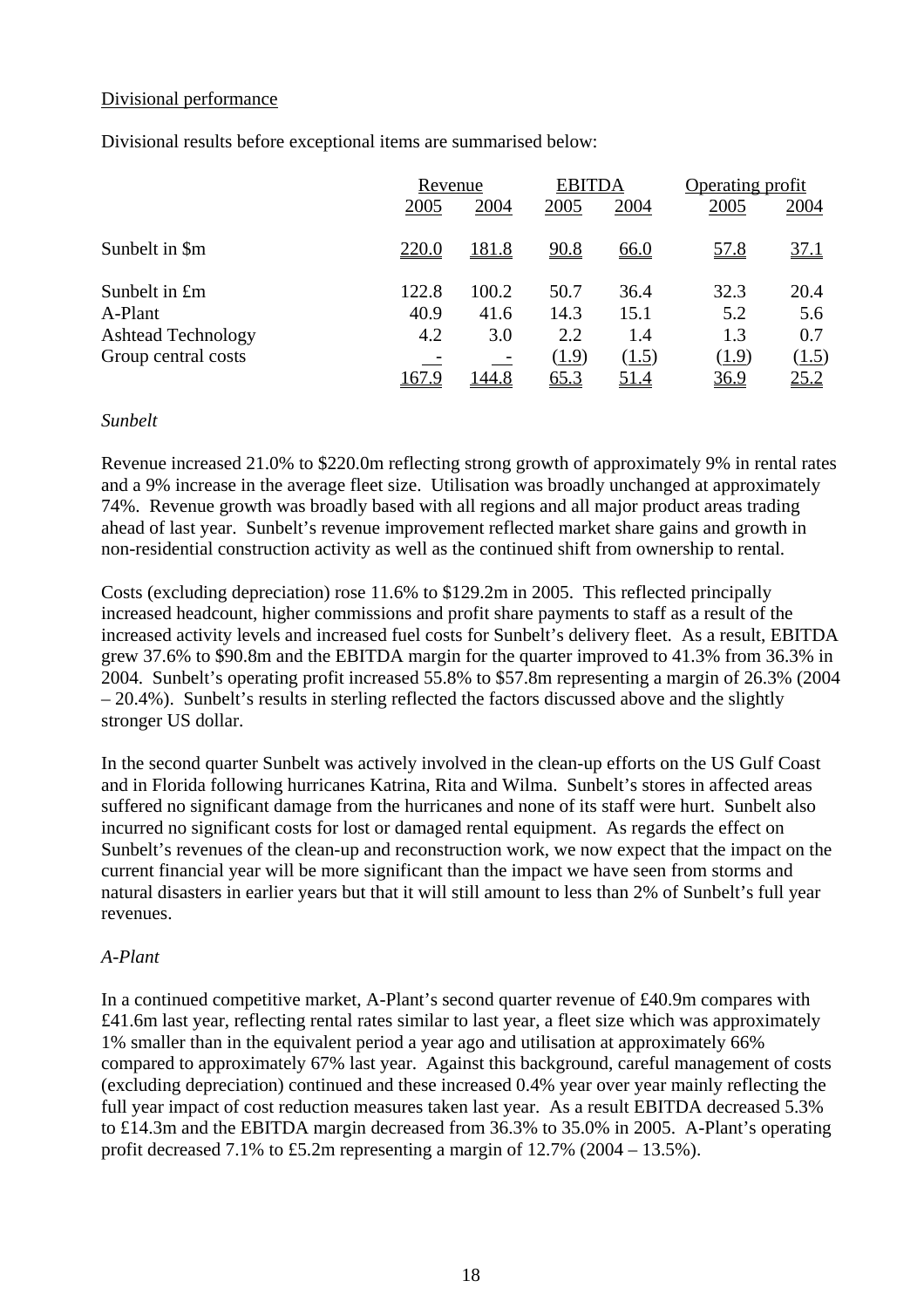Divisional performance

Divisional results before exceptional items are summarised below:

| | Revenue | | EBITDA | | Operating profit | |
|---|---|---|---|---|---|---|
| | 2005 | 2004 | 2005 | 2004 | 2005 | 2004 |
| Sunbelt in $m | 220.0 | 181.8 | 90.8 | 66.0 | 57.8 | 37.1 |
| Sunbelt in £m | 122.8 | 100.2 | 50.7 | 36.4 | 32.3 | 20.4 |
| A-Plant | 40.9 | 41.6 | 14.3 | 15.1 | 5.2 | 5.6 |
| Ashtead Technology | 4.2 | 3.0 | 2.2 | 1.4 | 1.3 | 0.7 |
| Group central costs | - | - | (1.9) | (1.5) | (1.9) | (1.5) |
| | 167.9 | 144.8 | 65.3 | 51.4 | 36.9 | 25.2 |

*Sunbelt*

Revenue increased 21.0% to $220.0m reflecting strong growth of approximately 9% in rental rates and a 9% increase in the average fleet size. Utilisation was broadly unchanged at approximately 74%. Revenue growth was broadly based with all regions and all major product areas trading ahead of last year. Sunbelt's revenue improvement reflected market share gains and growth in non-residential construction activity as well as the continued shift from ownership to rental.

Costs (excluding depreciation) rose 11.6% to $129.2m in 2005. This reflected principally increased headcount, higher commissions and profit share payments to staff as a result of the increased activity levels and increased fuel costs for Sunbelt's delivery fleet. As a result, EBITDA grew 37.6% to $90.8m and the EBITDA margin for the quarter improved to 41.3% from 36.3% in 2004. Sunbelt's operating profit increased 55.8% to $57.8m representing a margin of 26.3% (2004 – 20.4%). Sunbelt's results in sterling reflected the factors discussed above and the slightly stronger US dollar.

In the second quarter Sunbelt was actively involved in the clean-up efforts on the US Gulf Coast and in Florida following hurricanes Katrina, Rita and Wilma. Sunbelt's stores in affected areas suffered no significant damage from the hurricanes and none of its staff were hurt. Sunbelt also incurred no significant costs for lost or damaged rental equipment. As regards the effect on Sunbelt's revenues of the clean-up and reconstruction work, we now expect that the impact on the current financial year will be more significant than the impact we have seen from storms and natural disasters in earlier years but that it will still amount to less than 2% of Sunbelt's full year revenues.

*A-Plant*

In a continued competitive market, A-Plant's second quarter revenue of £40.9m compares with £41.6m last year, reflecting rental rates similar to last year, a fleet size which was approximately 1% smaller than in the equivalent period a year ago and utilisation at approximately 66% compared to approximately 67% last year. Against this background, careful management of costs (excluding depreciation) continued and these increased 0.4% year over year mainly reflecting the full year impact of cost reduction measures taken last year. As a result EBITDA decreased 5.3% to £14.3m and the EBITDA margin decreased from 36.3% to 35.0% in 2005. A-Plant's operating profit decreased 7.1% to £5.2m representing a margin of 12.7% (2004 – 13.5%).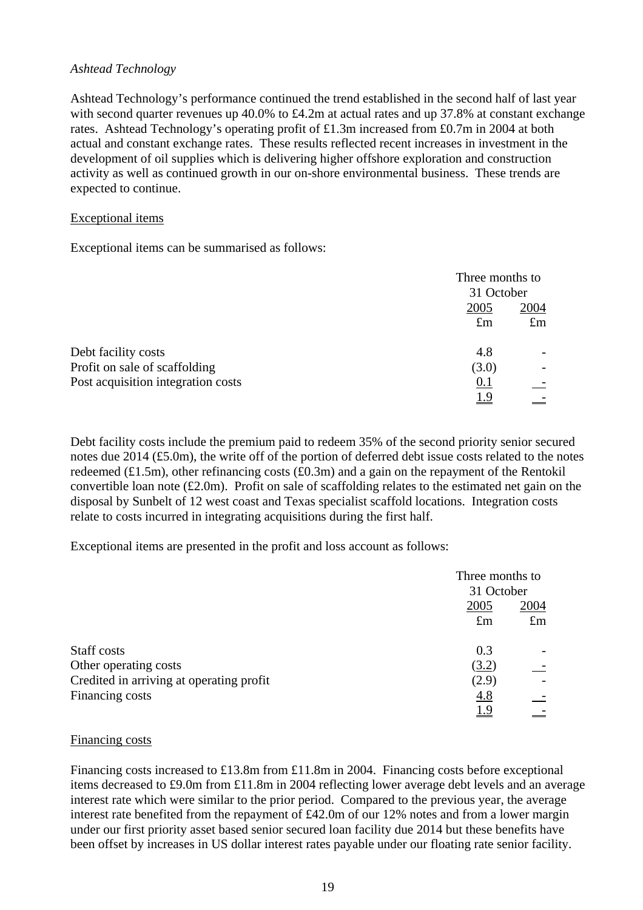*Ashtead Technology*

Ashtead Technology's performance continued the trend established in the second half of last year with second quarter revenues up 40.0% to £4.2m at actual rates and up 37.8% at constant exchange rates. Ashtead Technology's operating profit of £1.3m increased from £0.7m in 2004 at both actual and constant exchange rates. These results reflected recent increases in investment in the development of oil supplies which is delivering higher offshore exploration and construction activity as well as continued growth in our on-shore environmental business. These trends are expected to continue.

Exceptional items

Exceptional items can be summarised as follows:

| | Three months to 31 October | |
|---|---|---|
| | 2005 | 2004 |
| | £m | £m |
| Debt facility costs | 4.8 | - |
| Profit on sale of scaffolding | (3.0) | - |
| Post acquisition integration costs | 0.1 | - |
| | 1.9 | - |

Debt facility costs include the premium paid to redeem 35% of the second priority senior secured notes due 2014 (£5.0m), the write off of the portion of deferred debt issue costs related to the notes redeemed (£1.5m), other refinancing costs (£0.3m) and a gain on the repayment of the Rentokil convertible loan note (£2.0m). Profit on sale of scaffolding relates to the estimated net gain on the disposal by Sunbelt of 12 west coast and Texas specialist scaffold locations. Integration costs relate to costs incurred in integrating acquisitions during the first half.

Exceptional items are presented in the profit and loss account as follows:

| | Three months to 31 October | |
|---|---|---|
| | 2005 | 2004 |
| | £m | £m |
| Staff costs | 0.3 | - |
| Other operating costs | (3.2) | - |
| Credited in arriving at operating profit | (2.9) | - |
| Financing costs | 4.8 | - |
| | 1.9 | - |

Financing costs

Financing costs increased to £13.8m from £11.8m in 2004. Financing costs before exceptional items decreased to £9.0m from £11.8m in 2004 reflecting lower average debt levels and an average interest rate which were similar to the prior period. Compared to the previous year, the average interest rate benefited from the repayment of £42.0m of our 12% notes and from a lower margin under our first priority asset based senior secured loan facility due 2014 but these benefits have been offset by increases in US dollar interest rates payable under our floating rate senior facility.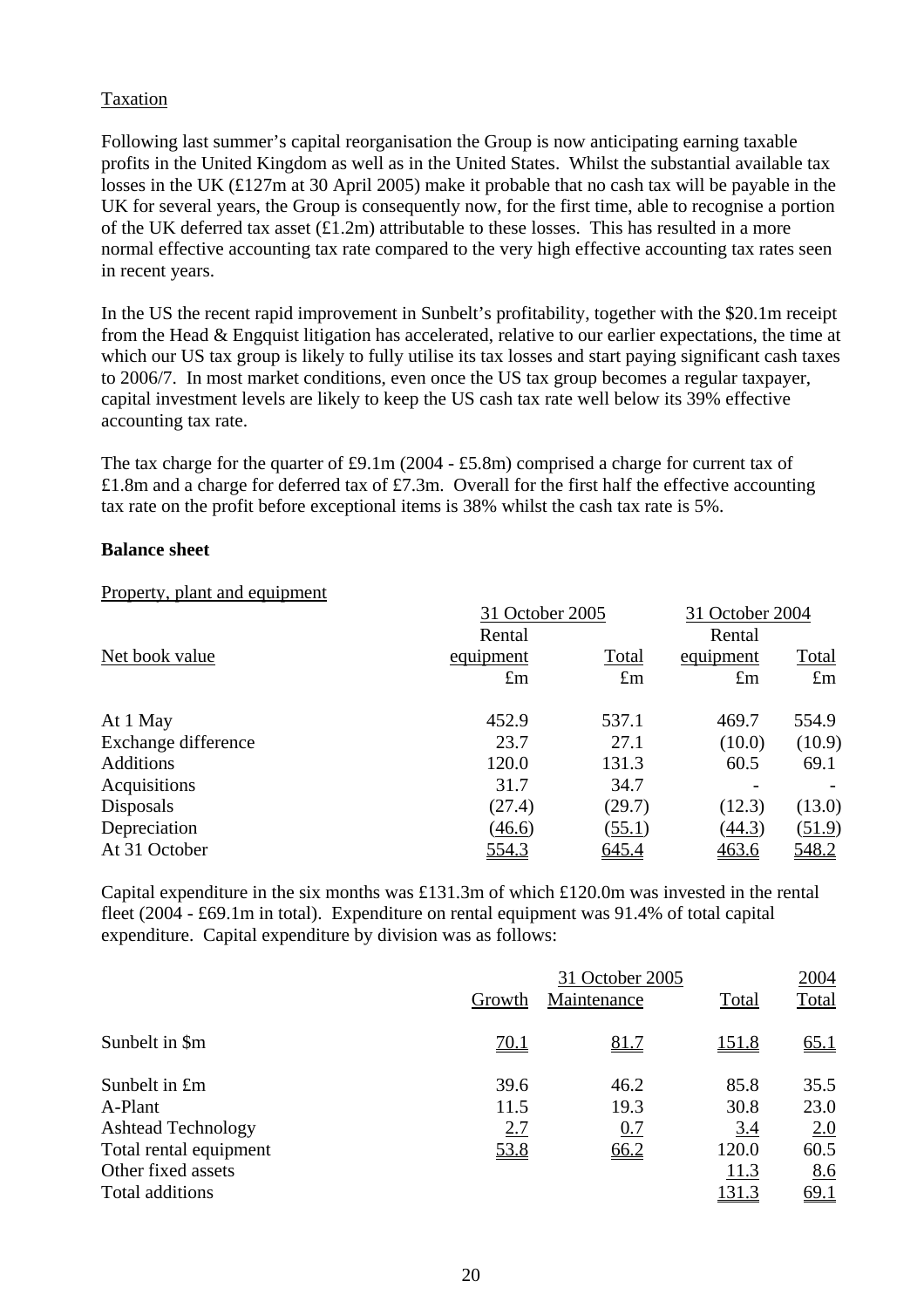Taxation

Following last summer's capital reorganisation the Group is now anticipating earning taxable profits in the United Kingdom as well as in the United States. Whilst the substantial available tax losses in the UK (£127m at 30 April 2005) make it probable that no cash tax will be payable in the UK for several years, the Group is consequently now, for the first time, able to recognise a portion of the UK deferred tax asset (£1.2m) attributable to these losses. This has resulted in a more normal effective accounting tax rate compared to the very high effective accounting tax rates seen in recent years.

In the US the recent rapid improvement in Sunbelt's profitability, together with the $20.1m receipt from the Head & Engquist litigation has accelerated, relative to our earlier expectations, the time at which our US tax group is likely to fully utilise its tax losses and start paying significant cash taxes to 2006/7. In most market conditions, even once the US tax group becomes a regular taxpayer, capital investment levels are likely to keep the US cash tax rate well below its 39% effective accounting tax rate.

The tax charge for the quarter of £9.1m (2004 - £5.8m) comprised a charge for current tax of £1.8m and a charge for deferred tax of £7.3m. Overall for the first half the effective accounting tax rate on the profit before exceptional items is 38% whilst the cash tax rate is 5%.

**Balance sheet**

Property, plant and equipment

| Net book value | 31 October 2005 Rental equipment £m | Total £m | 31 October 2004 Rental equipment £m | Total £m |
|---|---|---|---|---|
| At 1 May | 452.9 | 537.1 | 469.7 | 554.9 |
| Exchange difference | 23.7 | 27.1 | (10.0) | (10.9) |
| Additions | 120.0 | 131.3 | 60.5 | 69.1 |
| Acquisitions | 31.7 | 34.7 | - | - |
| Disposals | (27.4) | (29.7) | (12.3) | (13.0) |
| Depreciation | (46.6) | (55.1) | (44.3) | (51.9) |
| At 31 October | 554.3 | 645.4 | 463.6 | 548.2 |

Capital expenditure in the six months was £131.3m of which £120.0m was invested in the rental fleet (2004 - £69.1m in total). Expenditure on rental equipment was 91.4% of total capital expenditure. Capital expenditure by division was as follows:

| | 31 October 2005 Growth | Maintenance | Total | 2004 Total |
|---|---|---|---|---|
| Sunbelt in $m | 70.1 | 81.7 | 151.8 | 65.1 |
| Sunbelt in £m | 39.6 | 46.2 | 85.8 | 35.5 |
| A-Plant | 11.5 | 19.3 | 30.8 | 23.0 |
| Ashtead Technology | 2.7 | 0.7 | 3.4 | 2.0 |
| Total rental equipment | 53.8 | 66.2 | 120.0 | 60.5 |
| Other fixed assets | | | 11.3 | 8.6 |
| Total additions | | | 131.3 | 69.1 |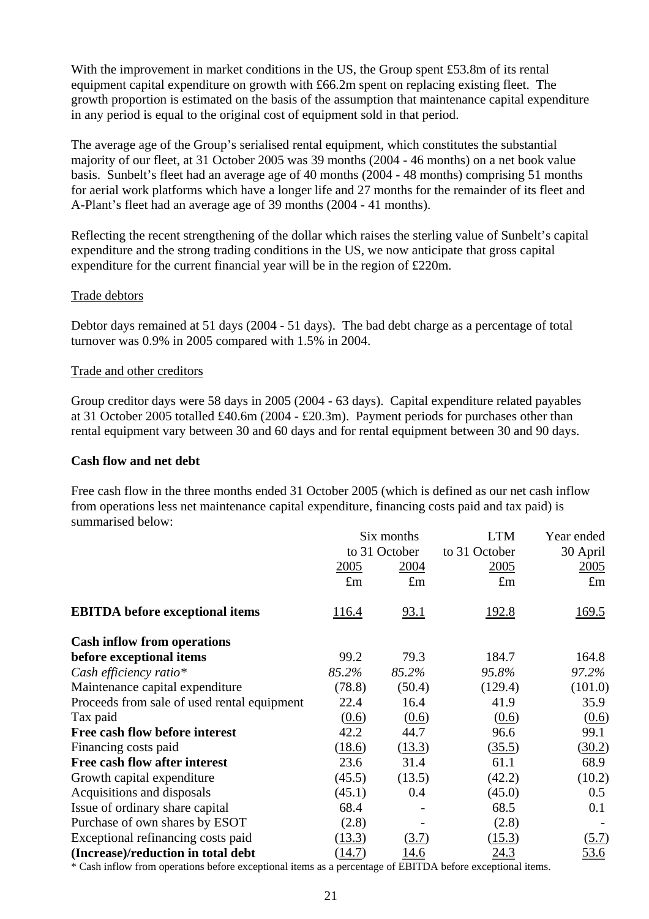With the improvement in market conditions in the US, the Group spent £53.8m of its rental equipment capital expenditure on growth with £66.2m spent on replacing existing fleet. The growth proportion is estimated on the basis of the assumption that maintenance capital expenditure in any period is equal to the original cost of equipment sold in that period.

The average age of the Group's serialised rental equipment, which constitutes the substantial majority of our fleet, at 31 October 2005 was 39 months (2004 - 46 months) on a net book value basis. Sunbelt's fleet had an average age of 40 months (2004 - 48 months) comprising 51 months for aerial work platforms which have a longer life and 27 months for the remainder of its fleet and A-Plant's fleet had an average age of 39 months (2004 - 41 months).

Reflecting the recent strengthening of the dollar which raises the sterling value of Sunbelt's capital expenditure and the strong trading conditions in the US, we now anticipate that gross capital expenditure for the current financial year will be in the region of £220m.

Trade debtors

Debtor days remained at 51 days (2004 - 51 days). The bad debt charge as a percentage of total turnover was 0.9% in 2005 compared with 1.5% in 2004.

Trade and other creditors

Group creditor days were 58 days in 2005 (2004 - 63 days). Capital expenditure related payables at 31 October 2005 totalled £40.6m (2004 - £20.3m). Payment periods for purchases other than rental equipment vary between 30 and 60 days and for rental equipment between 30 and 90 days.

**Cash flow and net debt**

Free cash flow in the three months ended 31 October 2005 (which is defined as our net cash inflow from operations less net maintenance capital expenditure, financing costs paid and tax paid) is summarised below:

| | Six months to 31 October | | LTM to 31 October | Year ended 30 April |
|---|---|---|---|---|
| | 2005 | 2004 | 2005 | 2005 |
| | £m | £m | £m | £m |
| **EBITDA before exceptional items** | 116.4 | 93.1 | 192.8 | 169.5 |
| **Cash inflow from operations before exceptional items** | 99.2 | 79.3 | 184.7 | 164.8 |
| *Cash efficiency ratio** | *85.2%* | *85.2%* | *95.8%* | *97.2%* |
| Maintenance capital expenditure | (78.8) | (50.4) | (129.4) | (101.0) |
| Proceeds from sale of used rental equipment | 22.4 | 16.4 | 41.9 | 35.9 |
| Tax paid | (0.6) | (0.6) | (0.6) | (0.6) |
| **Free cash flow before interest** | 42.2 | 44.7 | 96.6 | 99.1 |
| Financing costs paid | (18.6) | (13.3) | (35.5) | (30.2) |
| **Free cash flow after interest** | 23.6 | 31.4 | 61.1 | 68.9 |
| Growth capital expenditure | (45.5) | (13.5) | (42.2) | (10.2) |
| Acquisitions and disposals | (45.1) | 0.4 | (45.0) | 0.5 |
| Issue of ordinary share capital | 68.4 | - | 68.5 | 0.1 |
| Purchase of own shares by ESOT | (2.8) | - | (2.8) | - |
| Exceptional refinancing costs paid | (13.3) | (3.7) | (15.3) | (5.7) |
| **(Increase)/reduction in total debt** | (14.7) | 14.6 | 24.3 | 53.6 |

\* Cash inflow from operations before exceptional items as a percentage of EBITDA before exceptional items.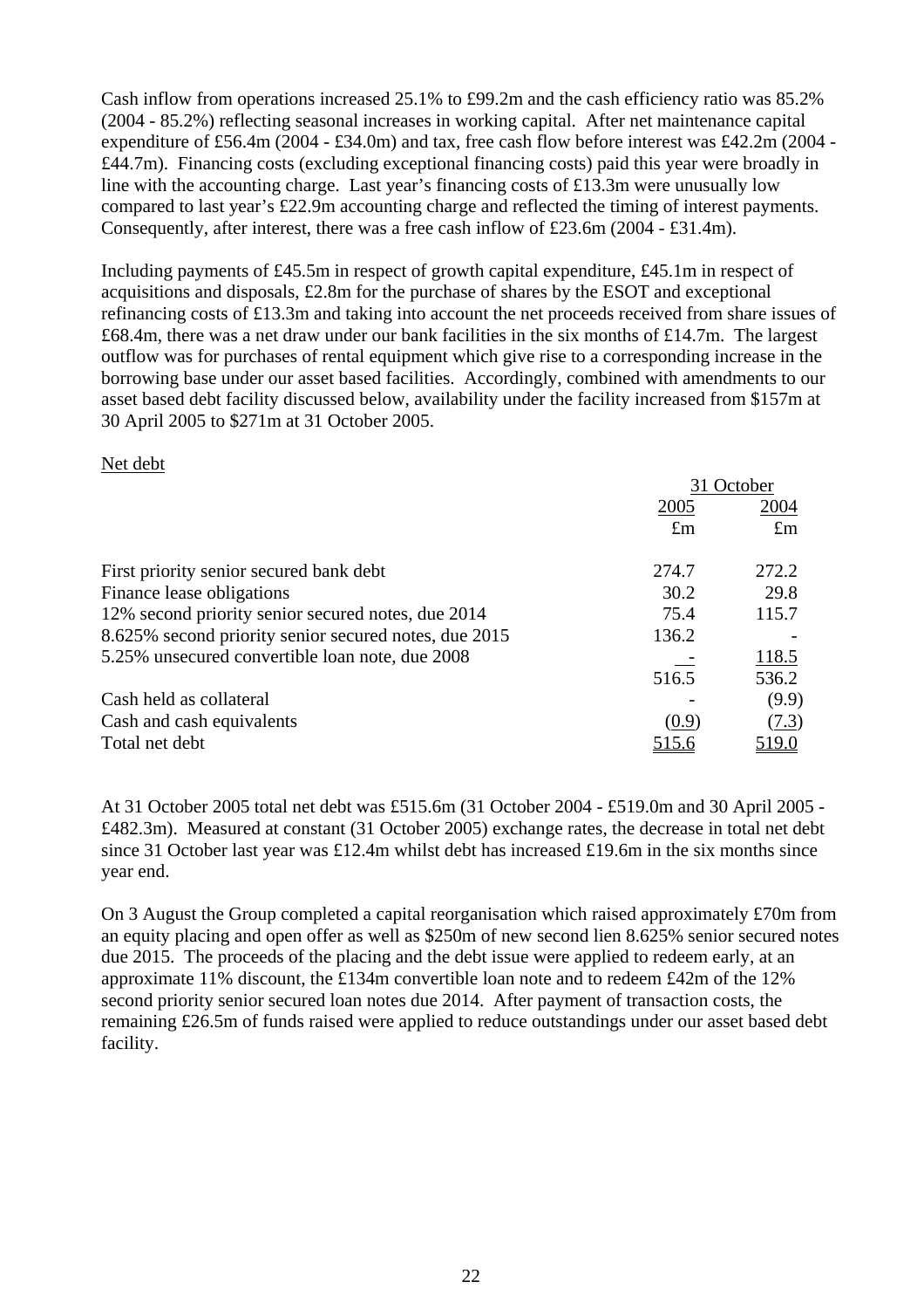Cash inflow from operations increased 25.1% to £99.2m and the cash efficiency ratio was 85.2% (2004 - 85.2%) reflecting seasonal increases in working capital. After net maintenance capital expenditure of £56.4m (2004 - £34.0m) and tax, free cash flow before interest was £42.2m (2004 - £44.7m). Financing costs (excluding exceptional financing costs) paid this year were broadly in line with the accounting charge. Last year's financing costs of £13.3m were unusually low compared to last year's £22.9m accounting charge and reflected the timing of interest payments. Consequently, after interest, there was a free cash inflow of £23.6m (2004 - £31.4m).

Including payments of £45.5m in respect of growth capital expenditure, £45.1m in respect of acquisitions and disposals, £2.8m for the purchase of shares by the ESOT and exceptional refinancing costs of £13.3m and taking into account the net proceeds received from share issues of £68.4m, there was a net draw under our bank facilities in the six months of £14.7m. The largest outflow was for purchases of rental equipment which give rise to a corresponding increase in the borrowing base under our asset based facilities. Accordingly, combined with amendments to our asset based debt facility discussed below, availability under the facility increased from $157m at 30 April 2005 to $271m at 31 October 2005.

Net debt

| | 31 October | |
|---|---|---|
| | 2005 | 2004 |
| | £m | £m |
| First priority senior secured bank debt | 274.7 | 272.2 |
| Finance lease obligations | 30.2 | 29.8 |
| 12% second priority senior secured notes, due 2014 | 75.4 | 115.7 |
| 8.625% second priority senior secured notes, due 2015 | 136.2 | - |
| 5.25% unsecured convertible loan note, due 2008 | - | 118.5 |
| | 516.5 | 536.2 |
| Cash held as collateral | - | (9.9) |
| Cash and cash equivalents | (0.9) | (7.3) |
| Total net debt | 515.6 | 519.0 |

At 31 October 2005 total net debt was £515.6m (31 October 2004 - £519.0m and 30 April 2005 - £482.3m). Measured at constant (31 October 2005) exchange rates, the decrease in total net debt since 31 October last year was £12.4m whilst debt has increased £19.6m in the six months since year end.

On 3 August the Group completed a capital reorganisation which raised approximately £70m from an equity placing and open offer as well as $250m of new second lien 8.625% senior secured notes due 2015. The proceeds of the placing and the debt issue were applied to redeem early, at an approximate 11% discount, the £134m convertible loan note and to redeem £42m of the 12% second priority senior secured loan notes due 2014. After payment of transaction costs, the remaining £26.5m of funds raised were applied to reduce outstandings under our asset based debt facility.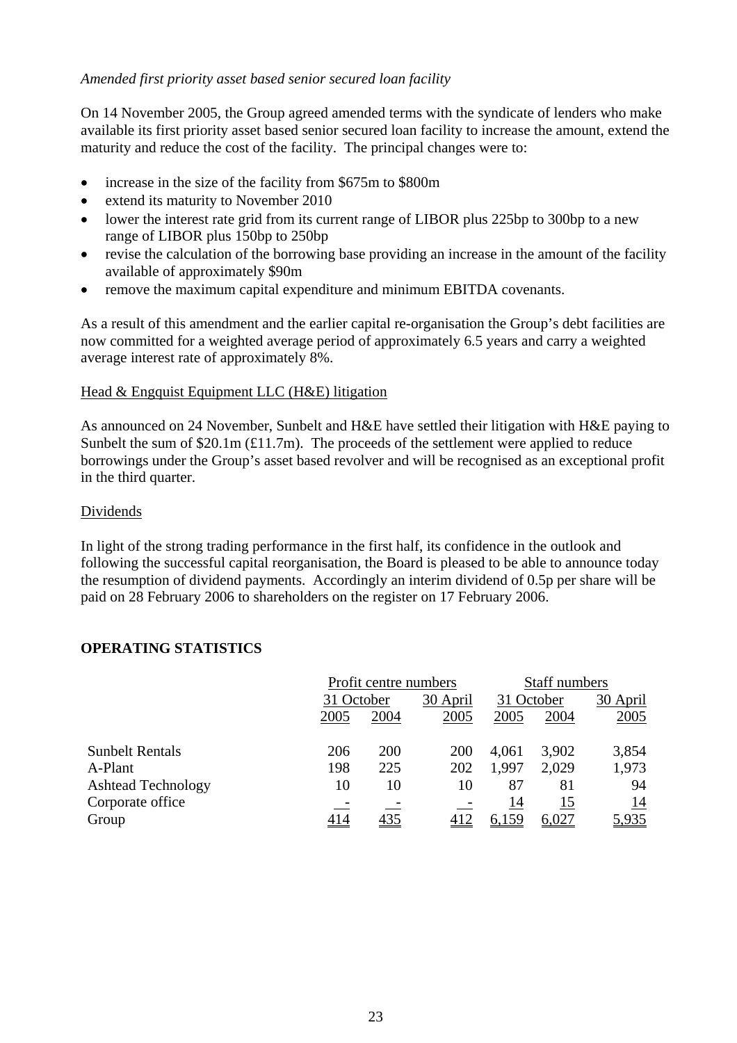*Amended first priority asset based senior secured loan facility*

On 14 November 2005, the Group agreed amended terms with the syndicate of lenders who make available its first priority asset based senior secured loan facility to increase the amount, extend the maturity and reduce the cost of the facility. The principal changes were to:

- increase in the size of the facility from $675m to $800m
- extend its maturity to November 2010
- lower the interest rate grid from its current range of LIBOR plus 225bp to 300bp to a new range of LIBOR plus 150bp to 250bp
- revise the calculation of the borrowing base providing an increase in the amount of the facility available of approximately $90m
- remove the maximum capital expenditure and minimum EBITDA covenants.

As a result of this amendment and the earlier capital re-organisation the Group's debt facilities are now committed for a weighted average period of approximately 6.5 years and carry a weighted average interest rate of approximately 8%.

Head & Engquist Equipment LLC (H&E) litigation

As announced on 24 November, Sunbelt and H&E have settled their litigation with H&E paying to Sunbelt the sum of $20.1m (£11.7m). The proceeds of the settlement were applied to reduce borrowings under the Group's asset based revolver and will be recognised as an exceptional profit in the third quarter.

Dividends

In light of the strong trading performance in the first half, its confidence in the outlook and following the successful capital reorganisation, the Board is pleased to be able to announce today the resumption of dividend payments. Accordingly an interim dividend of 0.5p per share will be paid on 28 February 2006 to shareholders on the register on 17 February 2006.

**OPERATING STATISTICS**

| | Profit centre numbers | | | Staff numbers | | |
|---|---|---|---|---|---|---|
| | 31 October | | 30 April | 31 October | | 30 April |
| | 2005 | 2004 | 2005 | 2005 | 2004 | 2005 |
| Sunbelt Rentals | 206 | 200 | 200 | 4,061 | 3,902 | 3,854 |
| A-Plant | 198 | 225 | 202 | 1,997 | 2,029 | 1,973 |
| Ashtead Technology | 10 | 10 | 10 | 87 | 81 | 94 |
| Corporate office | - | - | - | 14 | 15 | 14 |
| Group | 414 | 435 | 412 | 6,159 | 6,027 | 5,935 |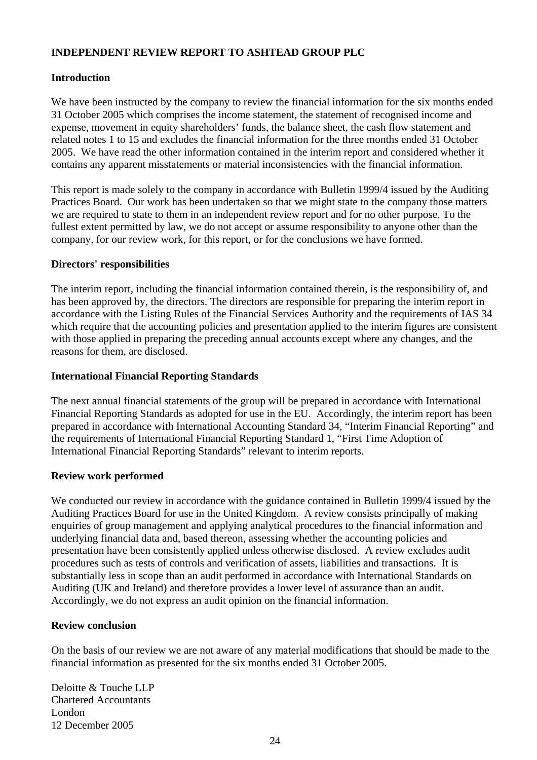# INDEPENDENT REVIEW REPORT TO ASHTEAD GROUP PLC

## Introduction

We have been instructed by the company to review the financial information for the six months ended 31 October 2005 which comprises the income statement, the statement of recognised income and expense, movement in equity shareholders' funds, the balance sheet, the cash flow statement and related notes 1 to 15 and excludes the financial information for the three months ended 31 October 2005. We have read the other information contained in the interim report and considered whether it contains any apparent misstatements or material inconsistencies with the financial information.

This report is made solely to the company in accordance with Bulletin 1999/4 issued by the Auditing Practices Board. Our work has been undertaken so that we might state to the company those matters we are required to state to them in an independent review report and for no other purpose. To the fullest extent permitted by law, we do not accept or assume responsibility to anyone other than the company, for our review work, for this report, or for the conclusions we have formed.

## Directors' responsibilities

The interim report, including the financial information contained therein, is the responsibility of, and has been approved by, the directors. The directors are responsible for preparing the interim report in accordance with the Listing Rules of the Financial Services Authority and the requirements of IAS 34 which require that the accounting policies and presentation applied to the interim figures are consistent with those applied in preparing the preceding annual accounts except where any changes, and the reasons for them, are disclosed.

## International Financial Reporting Standards

The next annual financial statements of the group will be prepared in accordance with International Financial Reporting Standards as adopted for use in the EU. Accordingly, the interim report has been prepared in accordance with International Accounting Standard 34, "Interim Financial Reporting" and the requirements of International Financial Reporting Standard 1, "First Time Adoption of International Financial Reporting Standards" relevant to interim reports.

## Review work performed

We conducted our review in accordance with the guidance contained in Bulletin 1999/4 issued by the Auditing Practices Board for use in the United Kingdom. A review consists principally of making enquiries of group management and applying analytical procedures to the financial information and underlying financial data and, based thereon, assessing whether the accounting policies and presentation have been consistently applied unless otherwise disclosed. A review excludes audit procedures such as tests of controls and verification of assets, liabilities and transactions. It is substantially less in scope than an audit performed in accordance with International Standards on Auditing (UK and Ireland) and therefore provides a lower level of assurance than an audit. Accordingly, we do not express an audit opinion on the financial information.

## Review conclusion

On the basis of our review we are not aware of any material modifications that should be made to the financial information as presented for the six months ended 31 October 2005.

Deloitte & Touche LLP
Chartered Accountants
London
12 December 2005